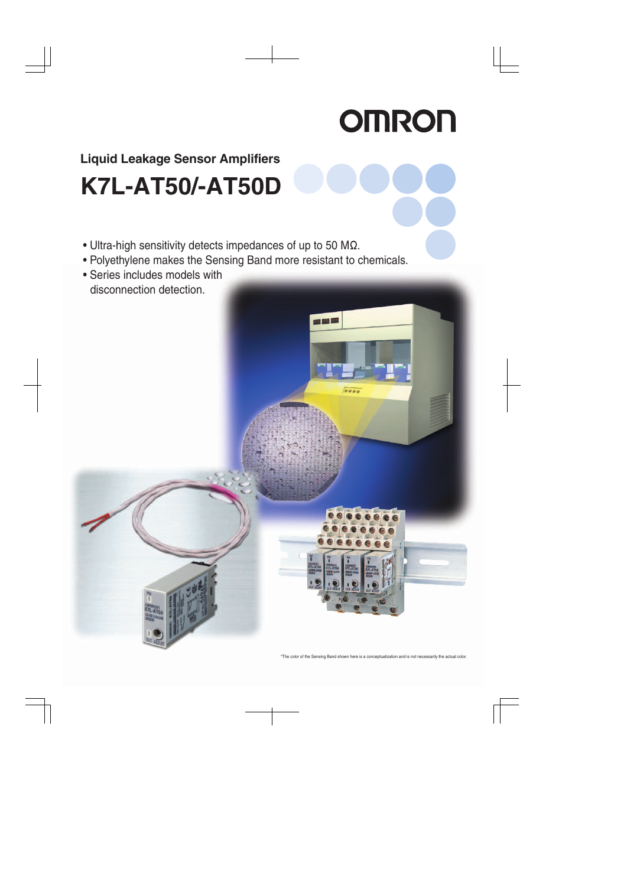# Liquid Leakage Sensor Amplifiers

# K7L-AT50/-AT50D

- Ultra-high sensitivity detects impedances of up to 50 MΩ.
- Polyethylene makes the Sensing Band more resistant to chemicals.
- Series includes models with disconnection detection.

*The color of the Sensing Band shown here is a conceptualization and is not necessarily the actual color.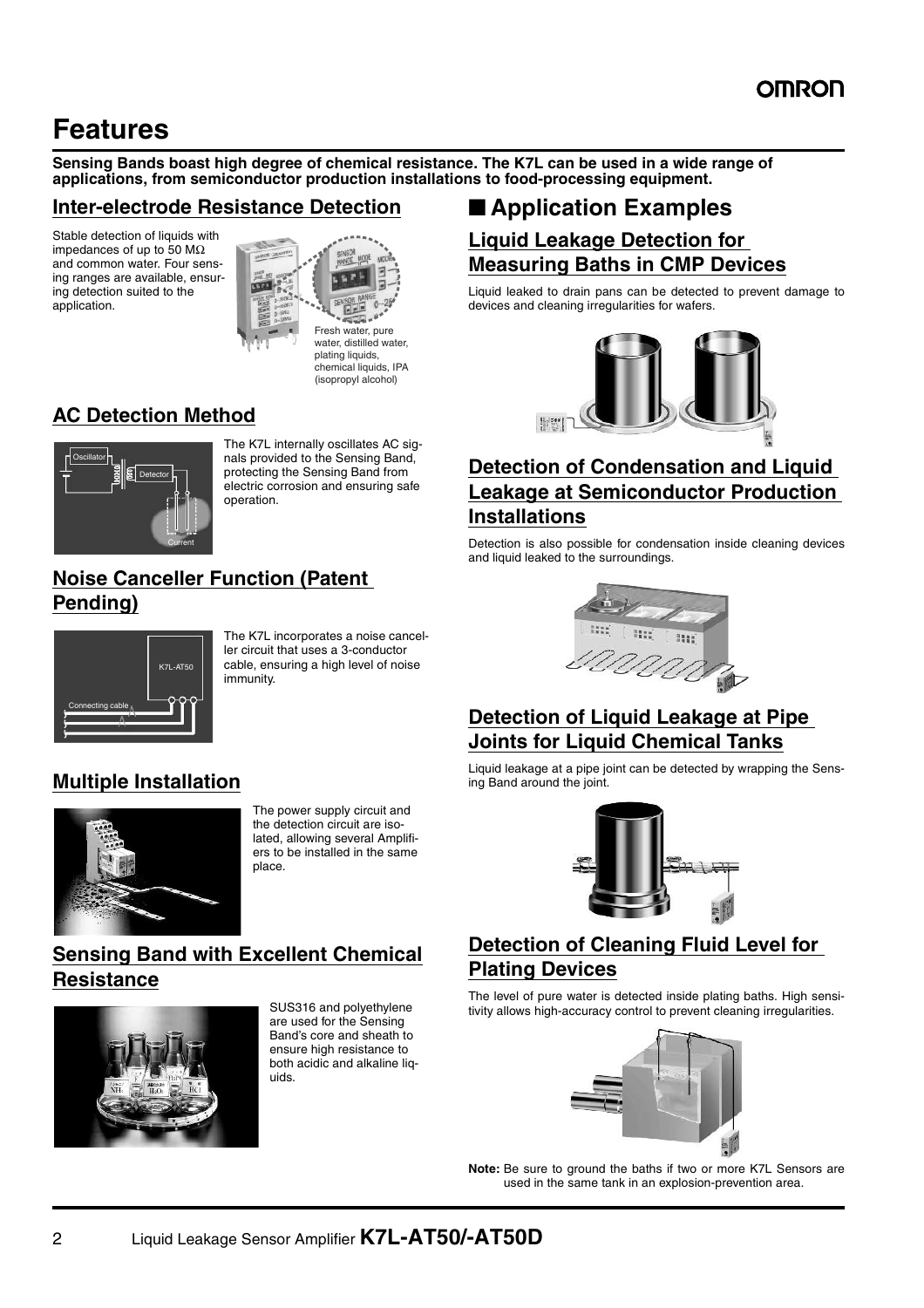# Features

**Sensing Bands boast high degree of chemical resistance. The K7L can be used in a wide range of applications, from semiconductor production installations to food-processing equipment.**

## Inter-electrode Resistance Detection

Stable detection of liquids with impedances of up to 50 MΩ and common water. Four sensing ranges are available, ensuring detection suited to the application.

Fresh water, pure water, distilled water, plating liquids, chemical liquids, IPA (isopropyl alcohol)

## AC Detection Method

The K7L internally oscillates AC signals provided to the Sensing Band, protecting the Sensing Band from electric corrosion and ensuring safe operation.

## Noise Canceller Function (Patent Pending)

The K7L incorporates a noise canceller circuit that uses a 3-conductor cable, ensuring a high level of noise immunity.

## Multiple Installation

The power supply circuit and the detection circuit are isolated, allowing several Amplifiers to be installed in the same place.

## Sensing Band with Excellent Chemical Resistance

SUS316 and polyethylene are used for the Sensing Band's core and sheath to ensure high resistance to both acidic and alkaline liquids.

# ■ Application Examples

## Liquid Leakage Detection for Measuring Baths in CMP Devices

Liquid leaked to drain pans can be detected to prevent damage to devices and cleaning irregularities for wafers.

## Detection of Condensation and Liquid Leakage at Semiconductor Production Installations

Detection is also possible for condensation inside cleaning devices and liquid leaked to the surroundings.

## Detection of Liquid Leakage at Pipe Joints for Liquid Chemical Tanks

Liquid leakage at a pipe joint can be detected by wrapping the Sensing Band around the joint.

## Detection of Cleaning Fluid Level for Plating Devices

The level of pure water is detected inside plating baths. High sensitivity allows high-accuracy control to prevent cleaning irregularities.

**Note:** Be sure to ground the baths if two or more K7L Sensors are used in the same tank in an explosion-prevention area.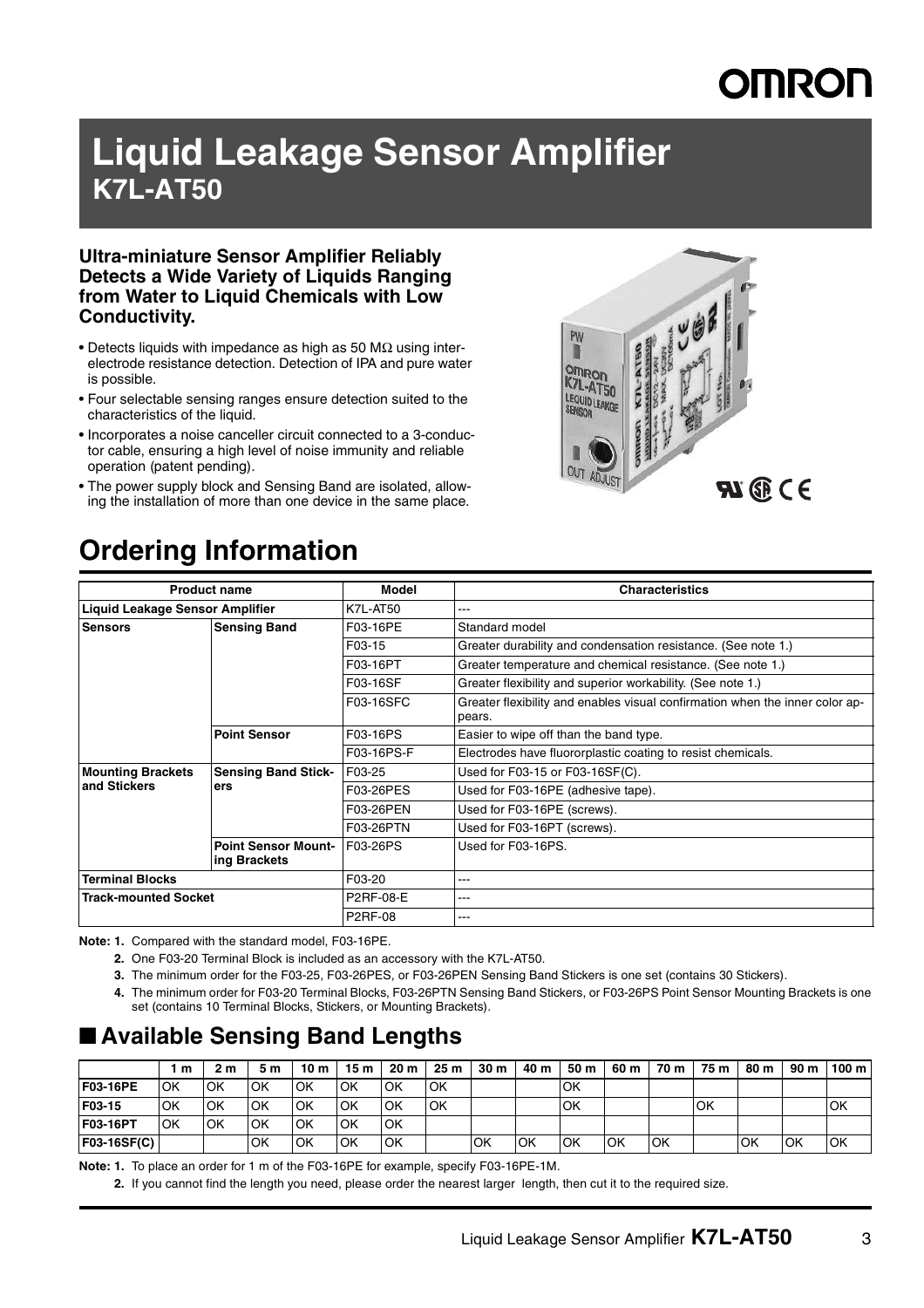# Liquid Leakage Sensor Amplifier
## K7L-AT50

**Ultra-miniature Sensor Amplifier Reliably Detects a Wide Variety of Liquids Ranging from Water to Liquid Chemicals with Low Conductivity.**

- Detects liquids with impedance as high as 50 MΩ using inter-electrode resistance detection. Detection of IPA and pure water is possible.
- Four selectable sensing ranges ensure detection suited to the characteristics of the liquid.
- Incorporates a noise canceller circuit connected to a 3-conductor cable, ensuring a high level of noise immunity and reliable operation (patent pending).
- The power supply block and Sensing Band are isolated, allowing the installation of more than one device in the same place.

# Ordering Information

| Product name | | Model | Characteristics |
|---|---|---|---|
| Liquid Leakage Sensor Amplifier | | K7L-AT50 | --- |
| Sensors | Sensing Band | F03-16PE | Standard model |
| | | F03-15 | Greater durability and condensation resistance. (See note 1.) |
| | | F03-16PT | Greater temperature and chemical resistance. (See note 1.) |
| | | F03-16SF | Greater flexibility and superior workability. (See note 1.) |
| | | F03-16SFC | Greater flexibility and enables visual confirmation when the inner color appears. |
| | Point Sensor | F03-16PS | Easier to wipe off than the band type. |
| | | F03-16PS-F | Electrodes have fluororplastic coating to resist chemicals. |
| Mounting Brackets and Stickers | Sensing Band Stickers | F03-25 | Used for F03-15 or F03-16SF(C). |
| | | F03-26PES | Used for F03-16PE (adhesive tape). |
| | | F03-26PEN | Used for F03-16PE (screws). |
| | | F03-26PTN | Used for F03-16PT (screws). |
| | Point Sensor Mounting Brackets | F03-26PS | Used for F03-16PS. |
| Terminal Blocks | | F03-20 | --- |
| Track-mounted Socket | | P2RF-08-E | --- |
| | | P2RF-08 | --- |

**Note: 1.** Compared with the standard model, F03-16PE.

**2.** One F03-20 Terminal Block is included as an accessory with the K7L-AT50.

**3.** The minimum order for the F03-25, F03-26PES, or F03-26PEN Sensing Band Stickers is one set (contains 30 Stickers).

**4.** The minimum order for F03-20 Terminal Blocks, F03-26PTN Sensing Band Stickers, or F03-26PS Point Sensor Mounting Brackets is one set (contains 10 Terminal Blocks, Stickers, or Mounting Brackets).

## ■ Available Sensing Band Lengths

| | 1 m | 2 m | 5 m | 10 m | 15 m | 20 m | 25 m | 30 m | 40 m | 50 m | 60 m | 70 m | 75 m | 80 m | 90 m | 100 m |
|---|---|---|---|---|---|---|---|---|---|---|---|---|---|---|---|---|
| **F03-16PE** | OK | OK | OK | OK | OK | OK | OK | | | OK | | | | | | |
| **F03-15** | OK | OK | OK | OK | OK | OK | OK | | | OK | | | OK | | | OK |
| **F03-16PT** | OK | OK | OK | OK | OK | OK | | | | | | | | | | |
| **F03-16SF(C)** | | | OK | OK | OK | OK | | OK | OK | OK | OK | OK | | OK | OK | OK |

**Note: 1.** To place an order for 1 m of the F03-16PE for example, specify F03-16PE-1M.

**2.** If you cannot find the length you need, please order the nearest larger length, then cut it to the required size.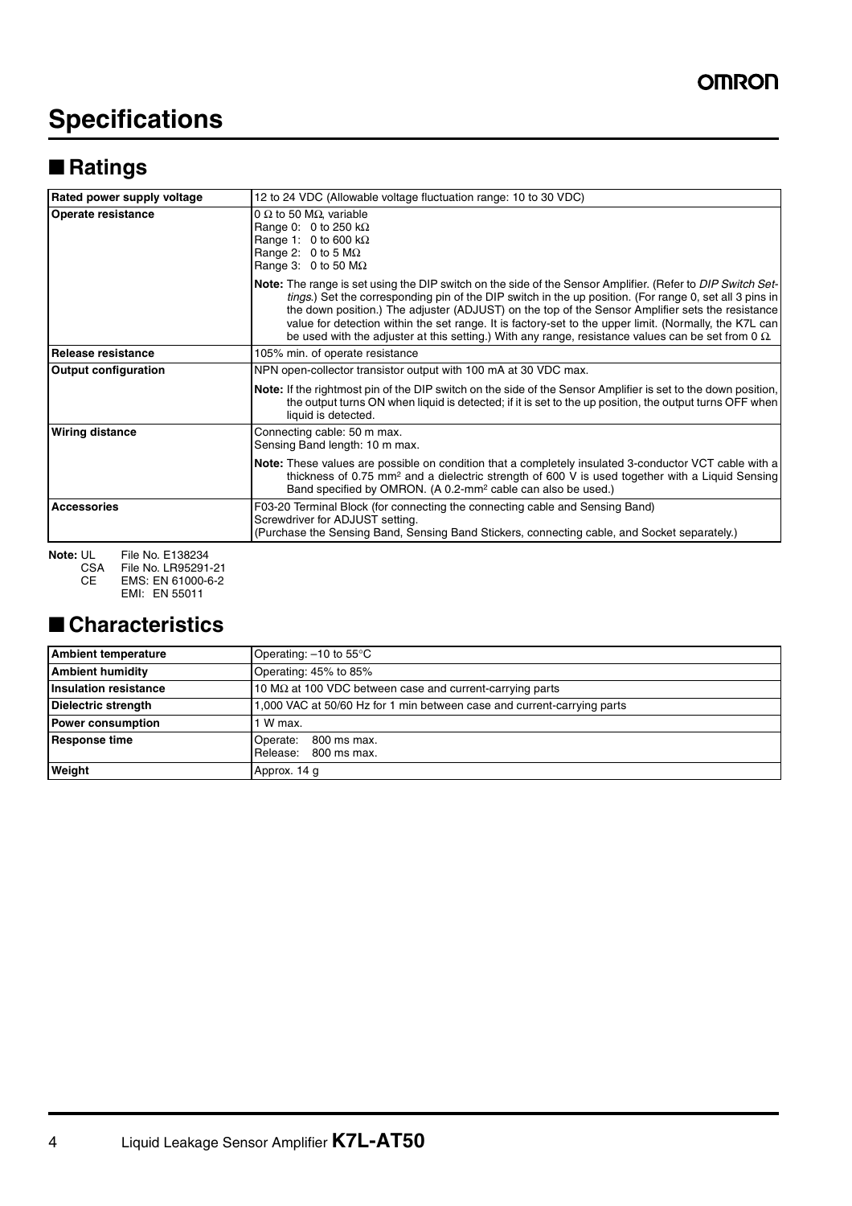# Specifications

## ■ Ratings

| Rated power supply voltage | 12 to 24 VDC (Allowable voltage fluctuation range: 10 to 30 VDC) |
|---|---|
| Operate resistance | 0 Ω to 50 MΩ, variable<br>Range 0: 0 to 250 kΩ<br>Range 1: 0 to 600 kΩ<br>Range 2: 0 to 5 MΩ<br>Range 3: 0 to 50 MΩ |
| | **Note:** The range is set using the DIP switch on the side of the Sensor Amplifier. (Refer to *DIP Switch Settings*.) Set the corresponding pin of the DIP switch in the up position. (For range 0, set all 3 pins in the down position.) The adjuster (ADJUST) on the top of the Sensor Amplifier sets the resistance value for detection within the set range. It is factory-set to the upper limit. (Normally, the K7L can be used with the adjuster at this setting.) With any range, resistance values can be set from 0 Ω. |
| Release resistance | 105% min. of operate resistance |
| Output configuration | NPN open-collector transistor output with 100 mA at 30 VDC max. |
| | **Note:** If the rightmost pin of the DIP switch on the side of the Sensor Amplifier is set to the down position, the output turns ON when liquid is detected; if it is set to the up position, the output turns OFF when liquid is detected. |
| Wiring distance | Connecting cable: 50 m max.<br>Sensing Band length: 10 m max. |
| | **Note:** These values are possible on condition that a completely insulated 3-conductor VCT cable with a thickness of 0.75 mm² and a dielectric strength of 600 V is used together with a Liquid Sensing Band specified by OMRON. (A 0.2-mm² cable can also be used.) |
| Accessories | F03-20 Terminal Block (for connecting the connecting cable and Sensing Band)<br>Screwdriver for ADJUST setting.<br>(Purchase the Sensing Band, Sensing Band Stickers, connecting cable, and Socket separately.) |

**Note:** UL File No. E138234
CSA File No. LR95291-21
CE EMS: EN 61000-6-2
EMI: EN 55011

## ■ Characteristics

| Ambient temperature | Operating: –10 to 55°C |
|---|---|
| Ambient humidity | Operating: 45% to 85% |
| Insulation resistance | 10 MΩ at 100 VDC between case and current-carrying parts |
| Dielectric strength | 1,000 VAC at 50/60 Hz for 1 min between case and current-carrying parts |
| Power consumption | 1 W max. |
| Response time | Operate: 800 ms max.<br>Release: 800 ms max. |
| Weight | Approx. 14 g |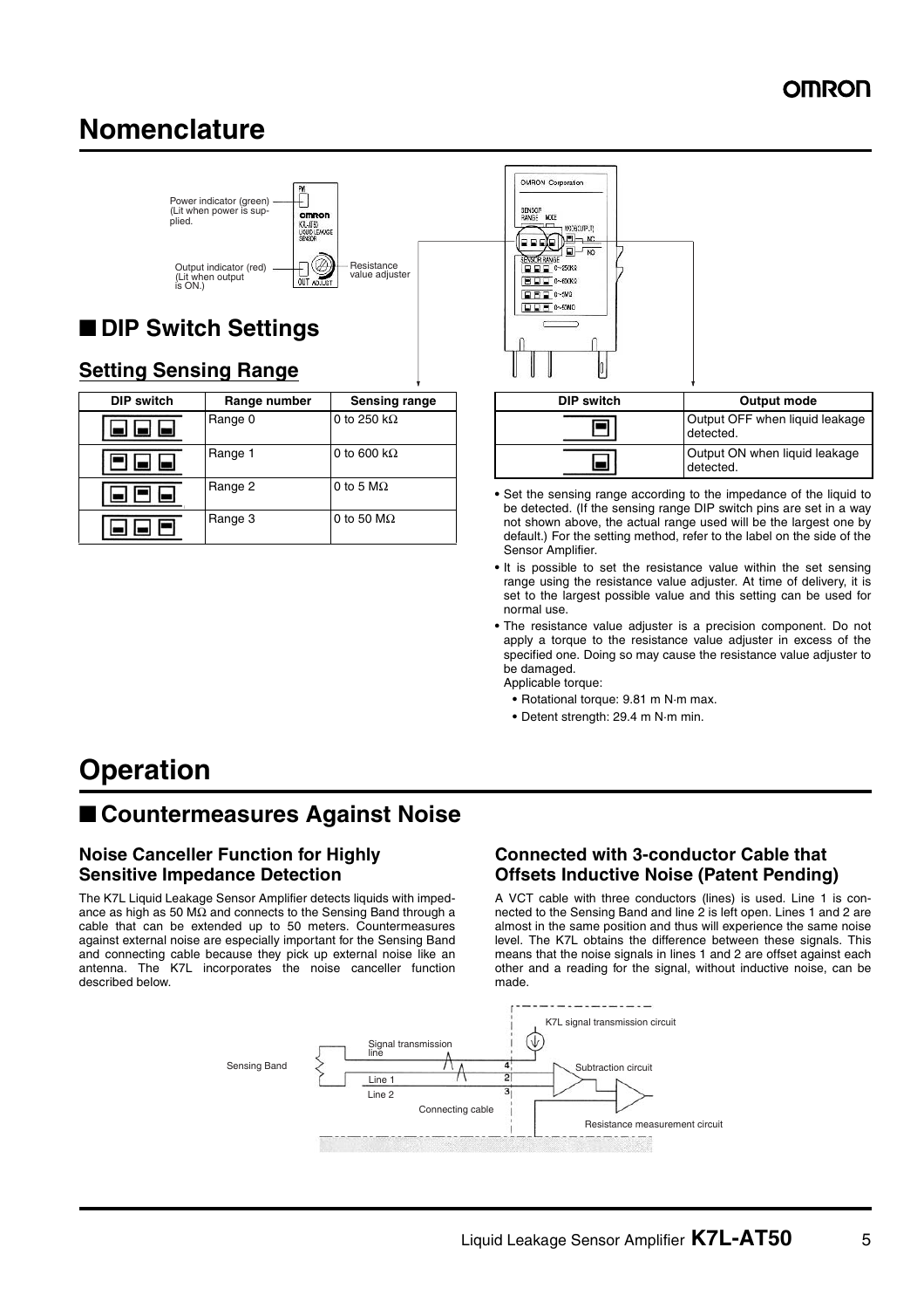# Nomenclature

Power indicator (green) (Lit when power is supplied.)

Output indicator (red) (Lit when output is ON.)

Resistance value adjuster

## ■ DIP Switch Settings

### Setting Sensing Range

| DIP switch | Range number | Sensing range |
|---|---|---|
| | Range 0 | 0 to 250 kΩ |
| | Range 1 | 0 to 600 kΩ |
| | Range 2 | 0 to 5 MΩ |
| | Range 3 | 0 to 50 MΩ |

| DIP switch | Output mode |
|---|---|
| | Output OFF when liquid leakage detected. |
| | Output ON when liquid leakage detected. |

- Set the sensing range according to the impedance of the liquid to be detected. (If the sensing range DIP switch pins are set in a way not shown above, the actual range used will be the largest one by default.) For the setting method, refer to the label on the side of the Sensor Amplifier.
- It is possible to set the resistance value within the set sensing range using the resistance value adjuster. At time of delivery, it is set to the largest possible value and this setting can be used for normal use.
- The resistance value adjuster is a precision component. Do not apply a torque to the resistance value adjuster in excess of the specified one. Doing so may cause the resistance value adjuster to be damaged.

  Applicable torque:
  - Rotational torque: 9.81 m N·m max.
  - Detent strength: 29.4 m N·m min.

# Operation

## ■ Countermeasures Against Noise

### Noise Canceller Function for Highly Sensitive Impedance Detection

The K7L Liquid Leakage Sensor Amplifier detects liquids with impedance as high as 50 MΩ and connects to the Sensing Band through a cable that can be extended up to 50 meters. Countermeasures against external noise are especially important for the Sensing Band and connecting cable because they pick up external noise like an antenna. The K7L incorporates the noise canceller function described below.

### Connected with 3-conductor Cable that Offsets Inductive Noise (Patent Pending)

A VCT cable with three conductors (lines) is used. Line 1 is connected to the Sensing Band and line 2 is left open. Lines 1 and 2 are almost in the same position and thus will experience the same noise level. The K7L obtains the difference between these signals. This means that the noise signals in lines 1 and 2 are offset against each other and a reading for the signal, without inductive noise, can be made.

Sensing Band — Signal transmission line — Line 1 — Line 2 — Connecting cable — 4 — 2 — 3 — K7L signal transmission circuit — Subtraction circuit — Resistance measurement circuit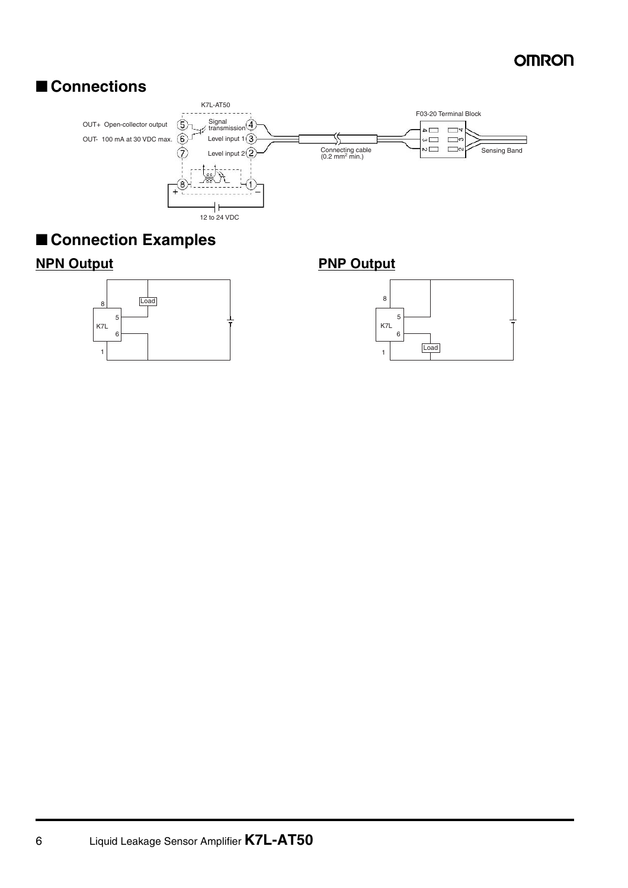## ■ Connections

K7L-AT50

OUT+ Open-collector output

OUT- 100 mA at 30 VDC max.

Signal transmission

Level input 1

Level input 2

12 to 24 VDC

Connecting cable ($0.2\ mm^2$ min.)

F03-20 Terminal Block

Sensing Band

## ■ Connection Examples

### NPN Output

### PNP Output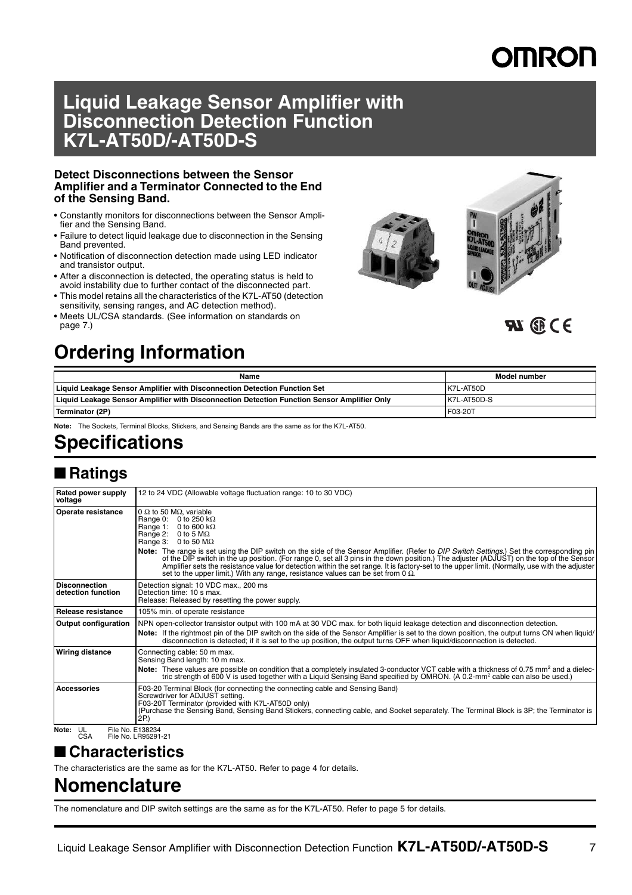# Liquid Leakage Sensor Amplifier with Disconnection Detection Function K7L-AT50D/-AT50D-S

**Detect Disconnections between the Sensor Amplifier and a Terminator Connected to the End of the Sensing Band.**

- Constantly monitors for disconnections between the Sensor Amplifier and the Sensing Band.
- Failure to detect liquid leakage due to disconnection in the Sensing Band prevented.
- Notification of disconnection detection made using LED indicator and transistor output.
- After a disconnection is detected, the operating status is held to avoid instability due to further contact of the disconnected part.
- This model retains all the characteristics of the K7L-AT50 (detection sensitivity, sensing ranges, and AC detection method).
- Meets UL/CSA standards. (See information on standards on page 7.)

# Ordering Information

| Name | Model number |
|---|---|
| **Liquid Leakage Sensor Amplifier with Disconnection Detection Function Set** | K7L-AT50D |
| **Liquid Leakage Sensor Amplifier with Disconnection Detection Function Sensor Amplifier Only** | K7L-AT50D-S |
| **Terminator (2P)** | F03-20T |

**Note:** The Sockets, Terminal Blocks, Stickers, and Sensing Bands are the same as for the K7L-AT50.

# Specifications

## ■ Ratings

| | |
|---|---|
| **Rated power supply voltage** | 12 to 24 VDC (Allowable voltage fluctuation range: 10 to 30 VDC) |
| **Operate resistance** | 0 Ω to 50 MΩ, variable<br>Range 0: 0 to 250 kΩ<br>Range 1: 0 to 600 kΩ<br>Range 2: 0 to 5 MΩ<br>Range 3: 0 to 50 MΩ<br>**Note:** The range is set using the DIP switch on the side of the Sensor Amplifier. (Refer to *DIP Switch Settings*.) Set the corresponding pin of the DIP switch in the up position. (For range 0, set all 3 pins in the down position.) The adjuster (ADJUST) on the top of the Sensor Amplifier sets the resistance value for detection within the set range. It is factory-set to the upper limit. (Normally, use with the adjuster set to the upper limit.) With any range, resistance values can be set from 0 Ω. |
| **Disconnection detection function** | Detection signal: 10 VDC max., 200 ms<br>Detection time: 10 s max.<br>Release: Released by resetting the power supply. |
| **Release resistance** | 105% min. of operate resistance |
| **Output configuration** | NPN open-collector transistor output with 100 mA at 30 VDC max. for both liquid leakage detection and disconnection detection.<br>**Note:** If the rightmost pin of the DIP switch on the side of the Sensor Amplifier is set to the down position, the output turns ON when liquid/disconnection is detected; if it is set to the up position, the output turns OFF when liquid/disconnection is detected. |
| **Wiring distance** | Connecting cable: 50 m max.<br>Sensing Band length: 10 m max.<br>**Note:** These values are possible on condition that a completely insulated 3-conductor VCT cable with a thickness of 0.75 mm$^2$ and a dielectric strength of 600 V is used together with a Liquid Sensing Band specified by OMRON. (A 0.2-mm$^2$ cable can also be used.) |
| **Accessories** | F03-20 Terminal Block (for connecting the connecting cable and Sensing Band)<br>Screwdriver for ADJUST setting.<br>F03-20T Terminator (provided with K7L-AT50D only)<br>(Purchase the Sensing Band, Sensing Band Stickers, connecting cable, and Socket separately. The Terminal Block is 3P; the Terminator is 2P.) |

**Note:** UL File No. E138234
CSA File No. LR95291-21

## ■ Characteristics

The characteristics are the same as for the K7L-AT50. Refer to page 4 for details.

# Nomenclature

The nomenclature and DIP switch settings are the same as for the K7L-AT50. Refer to page 5 for details.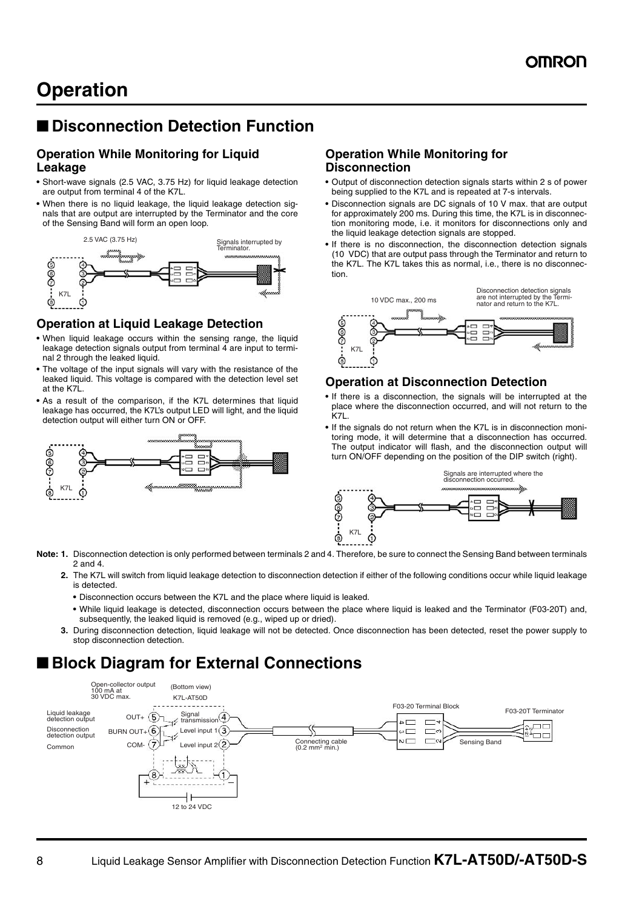# Operation

## ■ Disconnection Detection Function

### Operation While Monitoring for Liquid Leakage

- Short-wave signals (2.5 VAC, 3.75 Hz) for liquid leakage detection are output from terminal 4 of the K7L.
- When there is no liquid leakage, the liquid leakage detection signals that are output are interrupted by the Terminator and the core of the Sensing Band will form an open loop.

2.5 VAC (3.75 Hz)

Signals interrupted by Terminator.

### Operation at Liquid Leakage Detection

- When liquid leakage occurs within the sensing range, the liquid leakage detection signals output from terminal 4 are input to terminal 2 through the leaked liquid.
- The voltage of the input signals will vary with the resistance of the leaked liquid. This voltage is compared with the detection level set at the K7L.
- As a result of the comparison, if the K7L determines that liquid leakage has occurred, the K7L's output LED will light, and the liquid detection output will either turn ON or OFF.

### Operation While Monitoring for Disconnection

- Output of disconnection detection signals starts within 2 s of power being supplied to the K7L and is repeated at 7-s intervals.
- Disconnection signals are DC signals of 10 V max. that are output for approximately 200 ms. During this time, the K7L is in disconnection monitoring mode, i.e. it monitors for disconnections only and the liquid leakage detection signals are stopped.
- If there is no disconnection, the disconnection detection signals (10 VDC) that are output pass through the Terminator and return to the K7L. The K7L takes this as normal, i.e., there is no disconnection.

10 VDC max., 200 ms

Disconnection detection signals are not interrupted by the Terminator and return to the K7L.

### Operation at Disconnection Detection

- If there is a disconnection, the signals will be interrupted at the place where the disconnection occurred, and will not return to the K7L.
- If the signals do not return when the K7L is in disconnection monitoring mode, it will determine that a disconnection has occurred. The output indicator will flash, and the disconnection output will turn ON/OFF depending on the position of the DIP switch (right).

Signals are interrupted where the disconnection occurred.

**Note: 1.** Disconnection detection is only performed between terminals 2 and 4. Therefore, be sure to connect the Sensing Band between terminals 2 and 4.

**2.** The K7L will switch from liquid leakage detection to disconnection detection if either of the following conditions occur while liquid leakage is detected.

- Disconnection occurs between the K7L and the place where liquid is leaked.
- While liquid leakage is detected, disconnection occurs between the place where liquid is leaked and the Terminator (F03-20T) and, subsequently, the leaked liquid is removed (e.g., wiped up or dried).

**3.** During disconnection detection, liquid leakage will not be detected. Once disconnection has been detected, reset the power supply to stop disconnection detection.

## ■ Block Diagram for External Connections

Open-collector output 100 mA at 30 VDC max.

(Bottom view) K7L-AT50D

Liquid leakage detection output — OUT+ (5)
Disconnection detection output — BURN OUT+ (6)
Common — COM- (7)

Signal transmission (4)
Level input 1 (3)
Level input 2 (2)

(8) + / (1) −

12 to 24 VDC

Connecting cable (0.2 mm² min.)

F03-20 Terminal Block

Sensing Band

F03-20T Terminator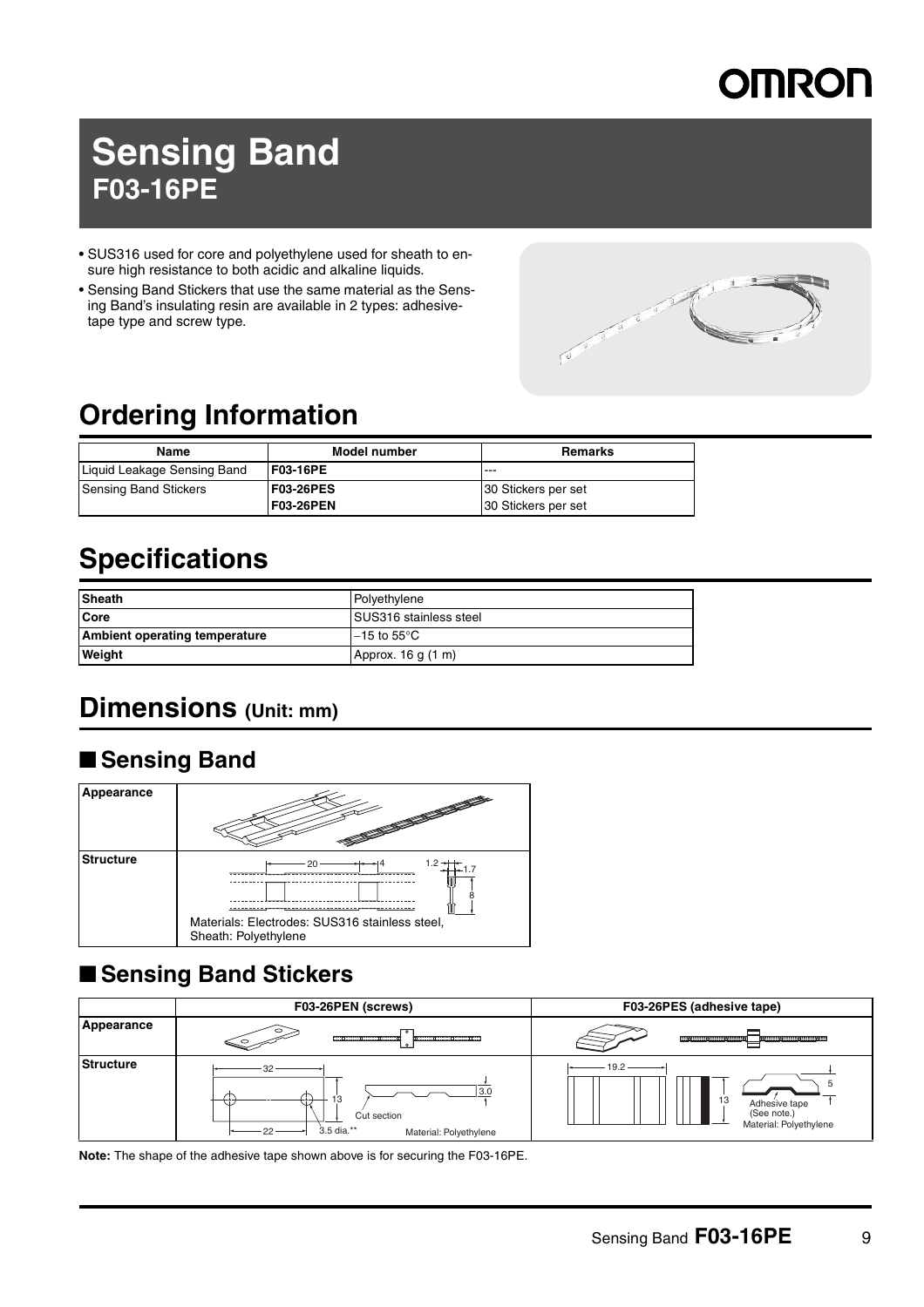# Sensing Band

## F03-16PE

- SUS316 used for core and polyethylene used for sheath to ensure high resistance to both acidic and alkaline liquids.
- Sensing Band Stickers that use the same material as the Sensing Band's insulating resin are available in 2 types: adhesive-tape type and screw type.

## Ordering Information

| Name | Model number | Remarks |
|---|---|---|
| Liquid Leakage Sensing Band | **F03-16PE** | --- |
| Sensing Band Stickers | **F03-26PES** | 30 Stickers per set |
| | **F03-26PEN** | 30 Stickers per set |

## Specifications

| | |
|---|---|
| **Sheath** | Polyethylene |
| **Core** | SUS316 stainless steel |
| **Ambient operating temperature** | −15 to 55°C |
| **Weight** | Approx. 16 g (1 m) |

## Dimensions (Unit: mm)

### ■ Sensing Band

| | |
|---|---|
| **Appearance** | |
| **Structure** | 20, 4, 1.2, 1.7, 8 <br> Materials: Electrodes: SUS316 stainless steel, Sheath: Polyethylene |

### ■ Sensing Band Stickers

| | F03-26PEN (screws) | F03-26PES (adhesive tape) |
|---|---|---|
| **Appearance** | | |
| **Structure** | 32, 13, 22, 3.5 dia.**, 3.0, Cut section, Material: Polyethylene | 19.2, 13, 5, Adhesive tape (See note.), Material: Polyethylene |

**Note:** The shape of the adhesive tape shown above is for securing the F03-16PE.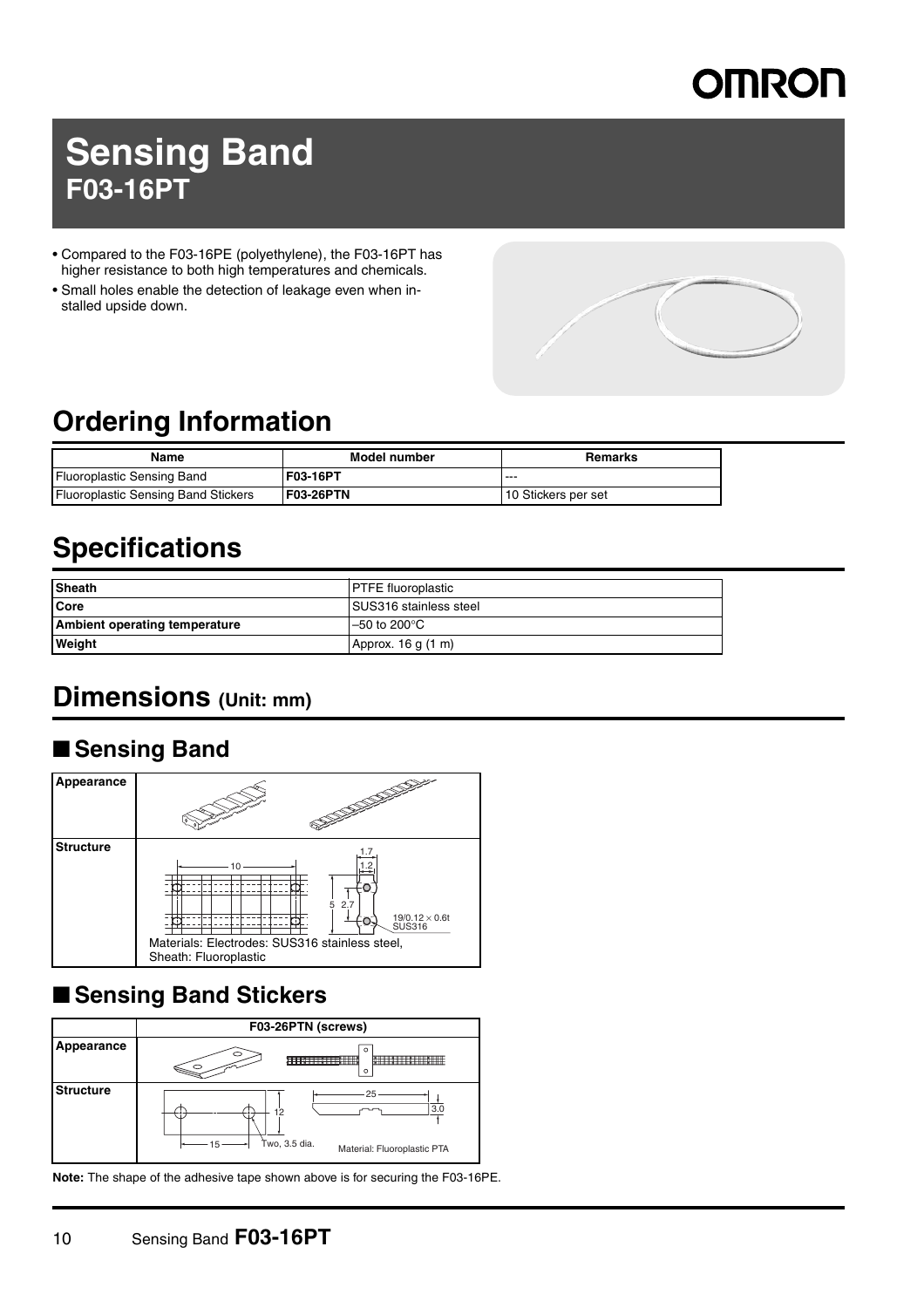# Sensing Band

## F03-16PT

- Compared to the F03-16PE (polyethylene), the F03-16PT has higher resistance to both high temperatures and chemicals.
- Small holes enable the detection of leakage even when installed upside down.

# Ordering Information

| Name | Model number | Remarks |
|---|---|---|
| Fluoroplastic Sensing Band | **F03-16PT** | --- |
| Fluoroplastic Sensing Band Stickers | **F03-26PTN** | 10 Stickers per set |

# Specifications

| | |
|---|---|
| **Sheath** | PTFE fluoroplastic |
| **Core** | SUS316 stainless steel |
| **Ambient operating temperature** | –50 to 200°C |
| **Weight** | Approx. 16 g (1 m) |

# Dimensions (Unit: mm)

## ■ Sensing Band

| | |
|---|---|
| **Appearance** | |
| **Structure** | 10<br>1.7<br>1.2<br>5 2.7<br>19/0.12 × 0.6t SUS316<br>Materials: Electrodes: SUS316 stainless steel, Sheath: Fluoroplastic |

## ■ Sensing Band Stickers

| | F03-26PTN (screws) |
|---|---|
| **Appearance** | |
| **Structure** | 12<br>15<br>Two, 3.5 dia.<br>25<br>3.0<br>Material: Fluoroplastic PTA |

**Note:** The shape of the adhesive tape shown above is for securing the F03-16PE.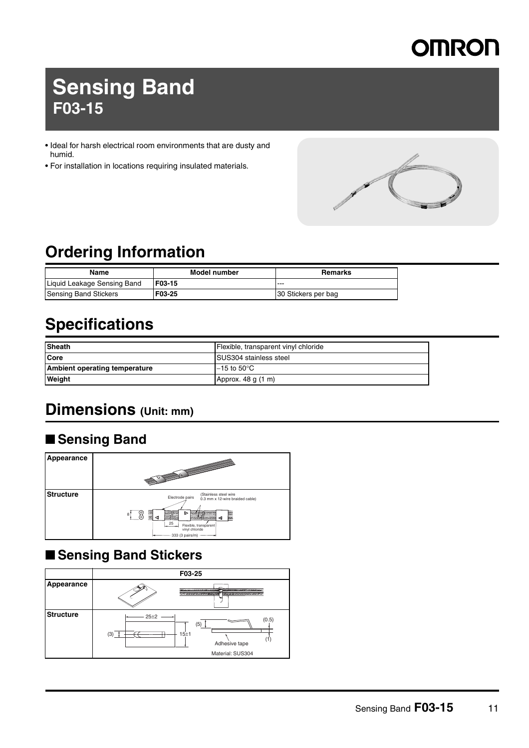# Sensing Band

## F03-15

- Ideal for harsh electrical room environments that are dusty and humid.
- For installation in locations requiring insulated materials.

## Ordering Information

| Name | Model number | Remarks |
|---|---|---|
| Liquid Leakage Sensing Band | **F03-15** | --- |
| Sensing Band Stickers | **F03-25** | 30 Stickers per bag |

## Specifications

| | |
|---|---|
| **Sheath** | Flexible, transparent vinyl chloride |
| **Core** | SUS304 stainless steel |
| **Ambient operating temperature** | −15 to 50°C |
| **Weight** | Approx. 48 g (1 m) |

## Dimensions (Unit: mm)

### ■ Sensing Band

| | |
|---|---|
| **Appearance** | |
| **Structure** | Electrode pairs; (Stainless steel wire 0.3 mm x 12-wire braided cable); 8; 25; Flexible, transparent vinyl chloride; 333 (3 pairs/m) |

### ■ Sensing Band Stickers

| | F03-25 |
|---|---|
| **Appearance** | |
| **Structure** | 25±2; (3); 15±1; (5); (0.5); (1); Adhesive tape; Material: SUS304 |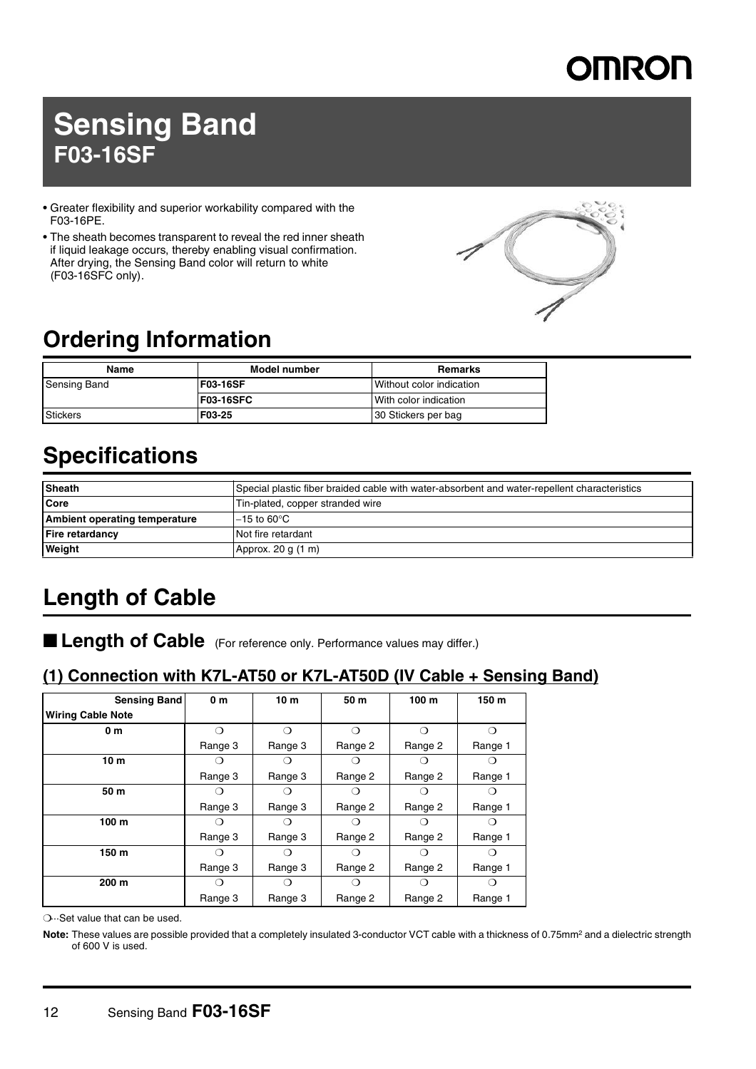# Sensing Band
## F03-16SF

- Greater flexibility and superior workability compared with the F03-16PE.
- The sheath becomes transparent to reveal the red inner sheath if liquid leakage occurs, thereby enabling visual confirmation. After drying, the Sensing Band color will return to white (F03-16SFC only).

# Ordering Information

| Name | Model number | Remarks |
|---|---|---|
| Sensing Band | **F03-16SF** | Without color indication |
| | **F03-16SFC** | With color indication |
| Stickers | **F03-25** | 30 Stickers per bag |

# Specifications

| | |
|---|---|
| **Sheath** | Special plastic fiber braided cable with water-absorbent and water-repellent characteristics |
| **Core** | Tin-plated, copper stranded wire |
| **Ambient operating temperature** | −15 to 60°C |
| **Fire retardancy** | Not fire retardant |
| **Weight** | Approx. 20 g (1 m) |

# Length of Cable

## ■ Length of Cable (For reference only. Performance values may differ.)

### (1) Connection with K7L-AT50 or K7L-AT50D (IV Cable + Sensing Band)

| Sensing Band / Wiring Cable Note | 0 m | 10 m | 50 m | 100 m | 150 m |
|---|---|---|---|---|---|
| **0 m** | ❍ Range 3 | ❍ Range 3 | ❍ Range 2 | ❍ Range 2 | ❍ Range 1 |
| **10 m** | ❍ Range 3 | ❍ Range 3 | ❍ Range 2 | ❍ Range 2 | ❍ Range 1 |
| **50 m** | ❍ Range 3 | ❍ Range 3 | ❍ Range 2 | ❍ Range 2 | ❍ Range 1 |
| **100 m** | ❍ Range 3 | ❍ Range 3 | ❍ Range 2 | ❍ Range 2 | ❍ Range 1 |
| **150 m** | ❍ Range 3 | ❍ Range 3 | ❍ Range 2 | ❍ Range 2 | ❍ Range 1 |
| **200 m** | ❍ Range 3 | ❍ Range 3 | ❍ Range 2 | ❍ Range 2 | ❍ Range 1 |

❍··Set value that can be used.

**Note:** These values are possible provided that a completely insulated 3-conductor VCT cable with a thickness of 0.75mm² and a dielectric strength of 600 V is used.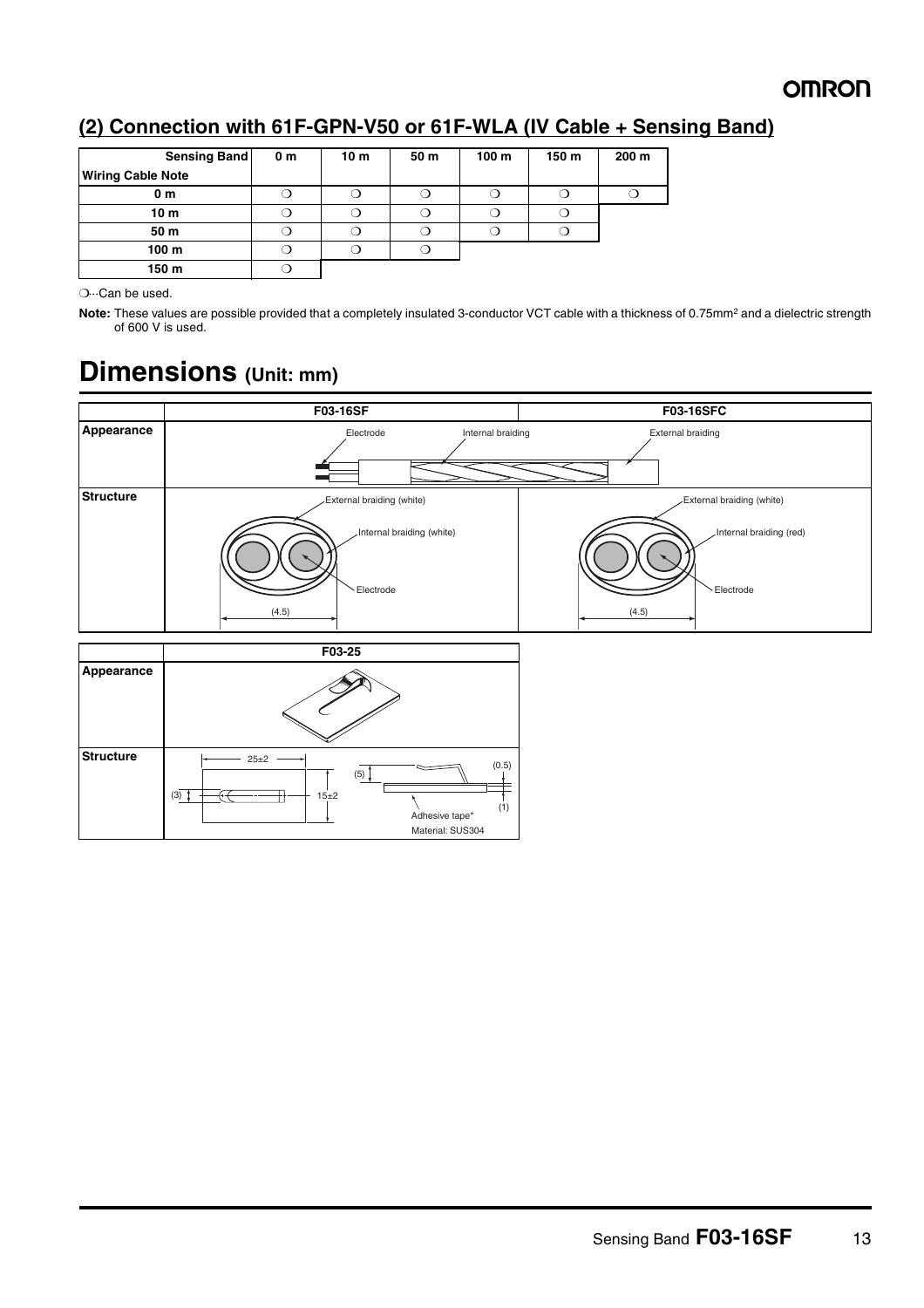## (2) Connection with 61F-GPN-V50 or 61F-WLA (IV Cable + Sensing Band)

| Sensing Band / Wiring Cable Note | 0 m | 10 m | 50 m | 100 m | 150 m | 200 m |
|---|---|---|---|---|---|---|
| 0 m | ❍ | ❍ | ❍ | ❍ | ❍ | ❍ |
| 10 m | ❍ | ❍ | ❍ | ❍ | ❍ | |
| 50 m | ❍ | ❍ | ❍ | ❍ | ❍ | |
| 100 m | ❍ | ❍ | ❍ | | | |
| 150 m | ❍ | | | | | |

❍···Can be used.

**Note:** These values are possible provided that a completely insulated 3-conductor VCT cable with a thickness of 0.75mm² and a dielectric strength of 600 V is used.

# Dimensions (Unit: mm)

| | F03-16SF | F03-16SFC |
|---|---|---|
| Appearance | Electrode, Internal braiding | External braiding |
| Structure | External braiding (white), Internal braiding (white), Electrode, (4.5) | External braiding (white), Internal braiding (red), Electrode, (4.5) |

| | F03-25 |
|---|---|
| Appearance | |
| Structure | 25±2, 15±2, (3), (5), (0.5), (1), Adhesive tape*, Material: SUS304 |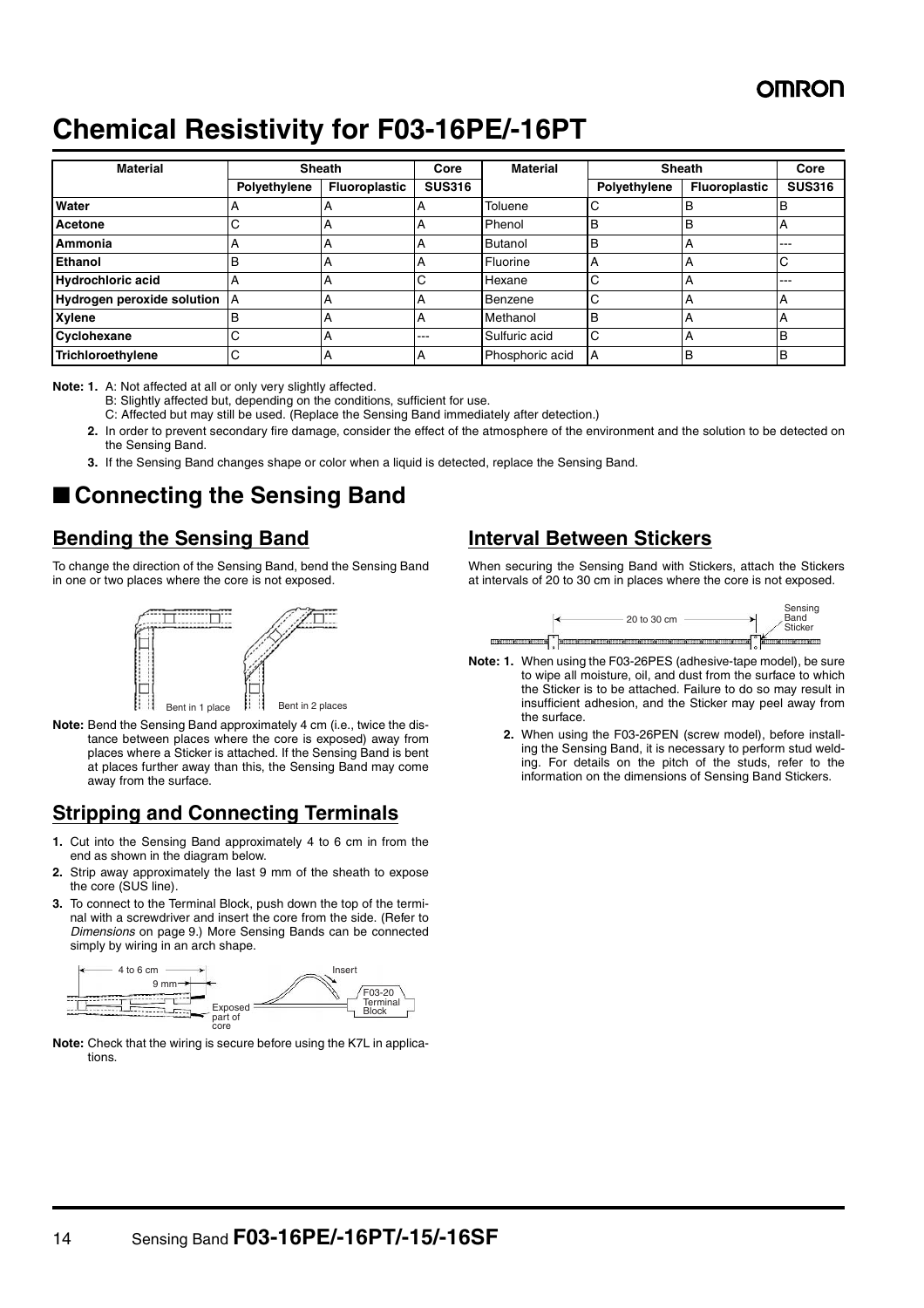# Chemical Resistivity for F03-16PE/-16PT

| Material | Sheath | | Core | Material | Sheath | | Core |
|---|---|---|---|---|---|---|---|
| | Polyethylene | Fluoroplastic | SUS316 | | Polyethylene | Fluoroplastic | SUS316 |
| **Water** | A | A | A | Toluene | C | B | B |
| **Acetone** | C | A | A | Phenol | B | B | A |
| **Ammonia** | A | A | A | Butanol | B | A | --- |
| **Ethanol** | B | A | A | Fluorine | A | A | C |
| **Hydrochloric acid** | A | A | C | Hexane | C | A | --- |
| **Hydrogen peroxide solution** | A | A | A | Benzene | C | A | A |
| **Xylene** | B | A | A | Methanol | B | A | A |
| **Cyclohexane** | C | A | --- | Sulfuric acid | C | A | B |
| **Trichloroethylene** | C | A | A | Phosphoric acid | A | B | B |

**Note: 1.** A: Not affected at all or only very slightly affected.
B: Slightly affected but, depending on the conditions, sufficient for use.
C: Affected but may still be used. (Replace the Sensing Band immediately after detection.)

**2.** In order to prevent secondary fire damage, consider the effect of the atmosphere of the environment and the solution to be detected on the Sensing Band.

**3.** If the Sensing Band changes shape or color when a liquid is detected, replace the Sensing Band.

## ■ Connecting the Sensing Band

### Bending the Sensing Band

To change the direction of the Sensing Band, bend the Sensing Band in one or two places where the core is not exposed.

Bent in 1 place    Bent in 2 places

**Note:** Bend the Sensing Band approximately 4 cm (i.e., twice the distance between places where the core is exposed) away from places where a Sticker is attached. If the Sensing Band is bent at places further away than this, the Sensing Band may come away from the surface.

### Stripping and Connecting Terminals

1. Cut into the Sensing Band approximately 4 to 6 cm in from the end as shown in the diagram below.
2. Strip away approximately the last 9 mm of the sheath to expose the core (SUS line).
3. To connect to the Terminal Block, push down the top of the terminal with a screwdriver and insert the core from the side. (Refer to *Dimensions* on page 9.) More Sensing Bands can be connected simply by wiring in an arch shape.

4 to 6 cm, 9 mm, Exposed part of core, Insert, F03-20 Terminal Block

**Note:** Check that the wiring is secure before using the K7L in applications.

### Interval Between Stickers

When securing the Sensing Band with Stickers, attach the Stickers at intervals of 20 to 30 cm in places where the core is not exposed.

20 to 30 cm, Sensing Band Sticker

**Note: 1.** When using the F03-26PES (adhesive-tape model), be sure to wipe all moisture, oil, and dust from the surface to which the Sticker is to be attached. Failure to do so may result in insufficient adhesion, and the Sticker may peel away from the surface.

**2.** When using the F03-26PEN (screw model), before installing the Sensing Band, it is necessary to perform stud welding. For details on the pitch of the studs, refer to the information on the dimensions of Sensing Band Stickers.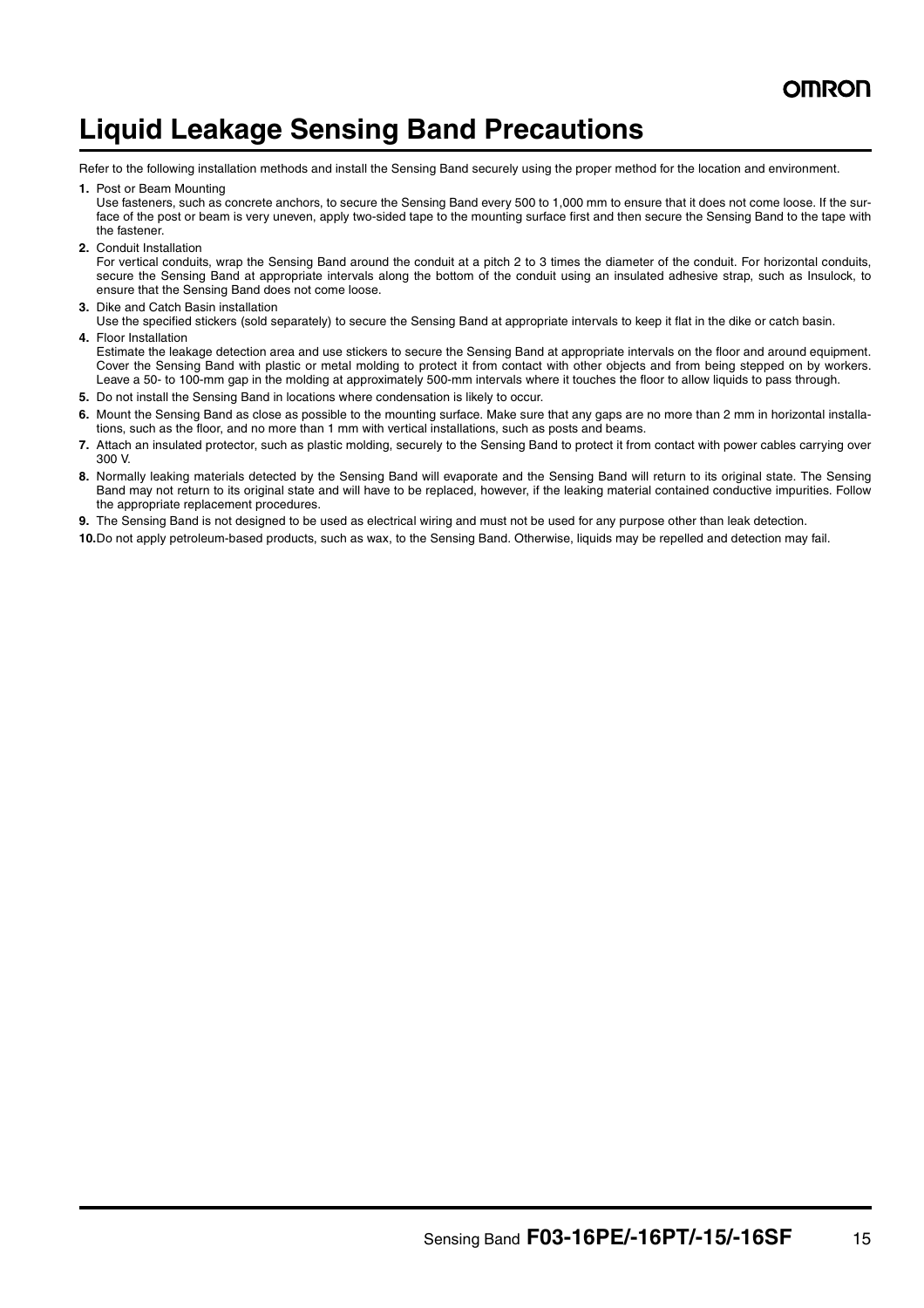# Liquid Leakage Sensing Band Precautions

Refer to the following installation methods and install the Sensing Band securely using the proper method for the location and environment.

1. Post or Beam Mounting
   Use fasteners, such as concrete anchors, to secure the Sensing Band every 500 to 1,000 mm to ensure that it does not come loose. If the surface of the post or beam is very uneven, apply two-sided tape to the mounting surface first and then secure the Sensing Band to the tape with the fastener.
2. Conduit Installation
   For vertical conduits, wrap the Sensing Band around the conduit at a pitch 2 to 3 times the diameter of the conduit. For horizontal conduits, secure the Sensing Band at appropriate intervals along the bottom of the conduit using an insulated adhesive strap, such as Insulock, to ensure that the Sensing Band does not come loose.
3. Dike and Catch Basin installation
   Use the specified stickers (sold separately) to secure the Sensing Band at appropriate intervals to keep it flat in the dike or catch basin.
4. Floor Installation
   Estimate the leakage detection area and use stickers to secure the Sensing Band at appropriate intervals on the floor and around equipment. Cover the Sensing Band with plastic or metal molding to protect it from contact with other objects and from being stepped on by workers. Leave a 50- to 100-mm gap in the molding at approximately 500-mm intervals where it touches the floor to allow liquids to pass through.
5. Do not install the Sensing Band in locations where condensation is likely to occur.
6. Mount the Sensing Band as close as possible to the mounting surface. Make sure that any gaps are no more than 2 mm in horizontal installations, such as the floor, and no more than 1 mm with vertical installations, such as posts and beams.
7. Attach an insulated protector, such as plastic molding, securely to the Sensing Band to protect it from contact with power cables carrying over 300 V.
8. Normally leaking materials detected by the Sensing Band will evaporate and the Sensing Band will return to its original state. The Sensing Band may not return to its original state and will have to be replaced, however, if the leaking material contained conductive impurities. Follow the appropriate replacement procedures.
9. The Sensing Band is not designed to be used as electrical wiring and must not be used for any purpose other than leak detection.
10. Do not apply petroleum-based products, such as wax, to the Sensing Band. Otherwise, liquids may be repelled and detection may fail.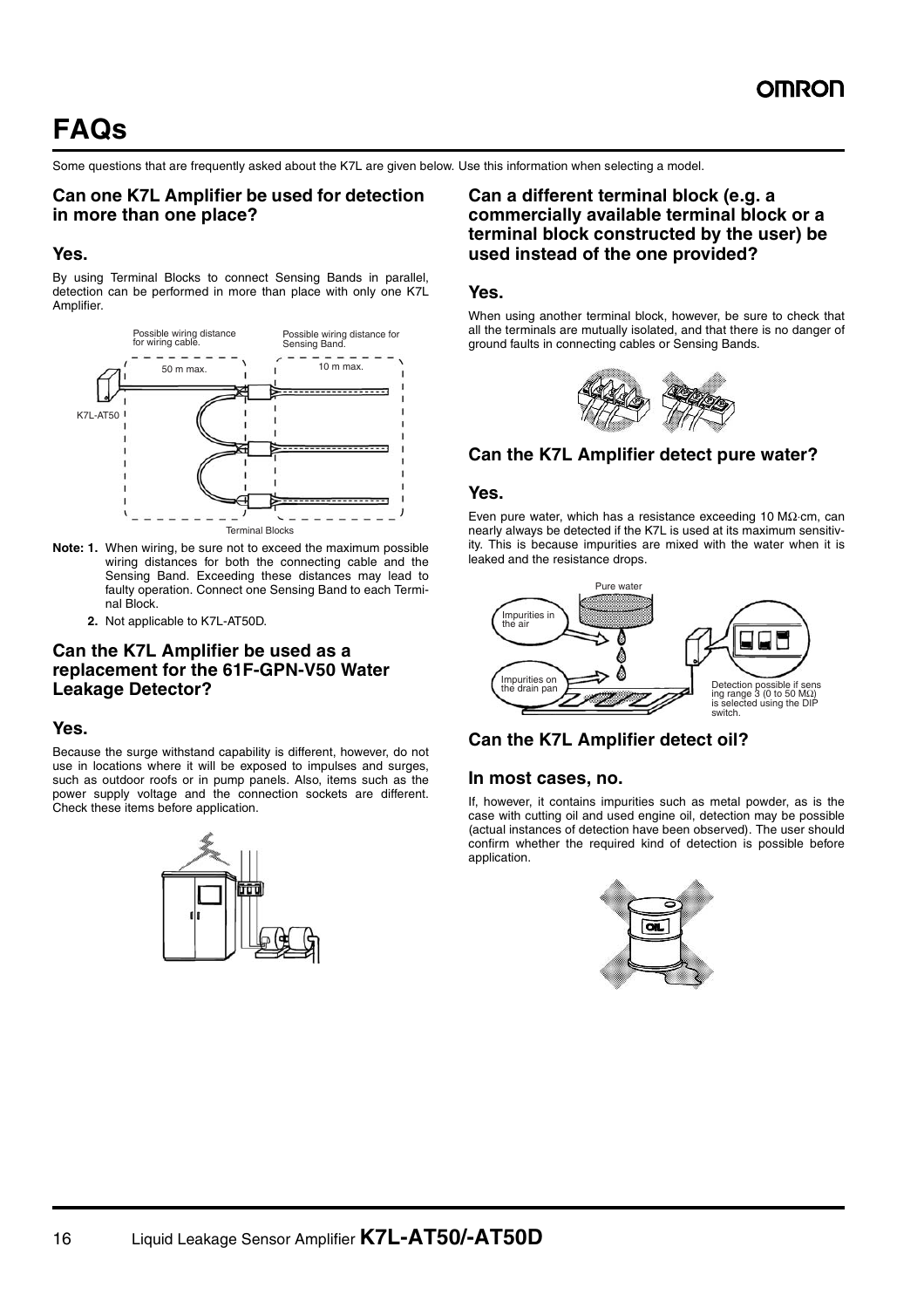# FAQs

Some questions that are frequently asked about the K7L are given below. Use this information when selecting a model.

## Can one K7L Amplifier be used for detection in more than one place?

### Yes.

By using Terminal Blocks to connect Sensing Bands in parallel, detection can be performed in more than place with only one K7L Amplifier.

Possible wiring distance for wiring cable. 50 m max.

Possible wiring distance for Sensing Band. 10 m max.

K7L-AT50

Terminal Blocks

**Note: 1.** When wiring, be sure not to exceed the maximum possible wiring distances for both the connecting cable and the Sensing Band. Exceeding these distances may lead to faulty operation. Connect one Sensing Band to each Terminal Block.

**2.** Not applicable to K7L-AT50D.

## Can the K7L Amplifier be used as a replacement for the 61F-GPN-V50 Water Leakage Detector?

### Yes.

Because the surge withstand capability is different, however, do not use in locations where it will be exposed to impulses and surges, such as outdoor roofs or in pump panels. Also, items such as the power supply voltage and the connection sockets are different. Check these items before application.

## Can a different terminal block (e.g. a commercially available terminal block or a terminal block constructed by the user) be used instead of the one provided?

### Yes.

When using another terminal block, however, be sure to check that all the terminals are mutually isolated, and that there is no danger of ground faults in connecting cables or Sensing Bands.

## Can the K7L Amplifier detect pure water?

### Yes.

Even pure water, which has a resistance exceeding 10 MΩ·cm, can nearly always be detected if the K7L is used at its maximum sensitivity. This is because impurities are mixed with the water when it is leaked and the resistance drops.

Pure water

Impurities in the air

Impurities on the drain pan

Detection possible if sensing range 3 (0 to 50 MΩ) is selected using the DIP switch.

## Can the K7L Amplifier detect oil?

### In most cases, no.

If, however, it contains impurities such as metal powder, as is the case with cutting oil and used engine oil, detection may be possible (actual instances of detection have been observed). The user should confirm whether the required kind of detection is possible before application.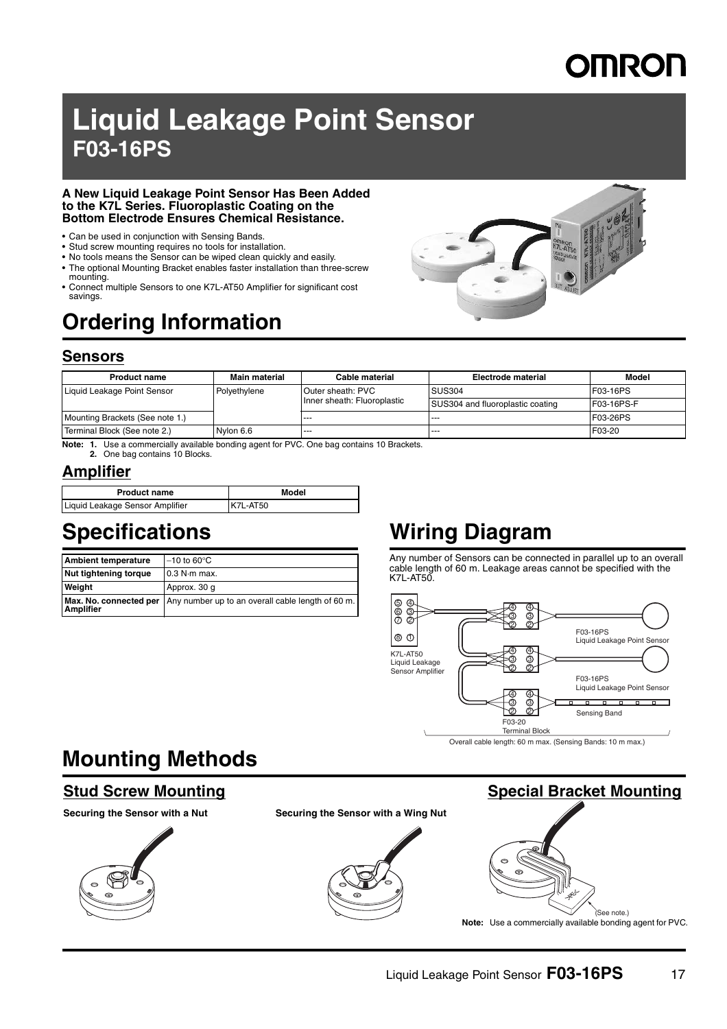# Liquid Leakage Point Sensor

## F03-16PS

**A New Liquid Leakage Point Sensor Has Been Added to the K7L Series. Fluoroplastic Coating on the Bottom Electrode Ensures Chemical Resistance.**

- Can be used in conjunction with Sensing Bands.
- Stud screw mounting requires no tools for installation.
- No tools means the Sensor can be wiped clean quickly and easily.
- The optional Mounting Bracket enables faster installation than three-screw mounting.
- Connect multiple Sensors to one K7L-AT50 Amplifier for significant cost savings.

# Ordering Information

## Sensors

| Product name | Main material | Cable material | Electrode material | Model |
|---|---|---|---|---|
| Liquid Leakage Point Sensor | Polyethylene | Outer sheath: PVC<br>Inner sheath: Fluoroplastic | SUS304 | F03-16PS |
| | | | SUS304 and fluoroplastic coating | F03-16PS-F |
| Mounting Brackets (See note 1.) | | --- | --- | F03-26PS |
| Terminal Block (See note 2.) | Nylon 6.6 | --- | --- | F03-20 |

**Note: 1.** Use a commercially available bonding agent for PVC. One bag contains 10 Brackets.
**2.** One bag contains 10 Blocks.

## Amplifier

| Product name | Model |
|---|---|
| Liquid Leakage Sensor Amplifier | K7L-AT50 |

# Specifications

| | |
|---|---|
| **Ambient temperature** | −10 to 60°C |
| **Nut tightening torque** | 0.3 N·m max. |
| **Weight** | Approx. 30 g |
| **Max. No. connected per Amplifier** | Any number up to an overall cable length of 60 m. |

# Wiring Diagram

Any number of Sensors can be connected in parallel up to an overall cable length of 60 m. Leakage areas cannot be specified with the K7L-AT50.

K7L-AT50 Liquid Leakage Sensor Amplifier

F03-16PS Liquid Leakage Point Sensor

F03-16PS Liquid Leakage Point Sensor

Sensing Band

F03-20 Terminal Block

Overall cable length: 60 m max. (Sensing Bands: 10 m max.)

# Mounting Methods

## Stud Screw Mounting

**Securing the Sensor with a Nut**

**Securing the Sensor with a Wing Nut**

## Special Bracket Mounting

(See note.)

**Note:** Use a commercially available bonding agent for PVC.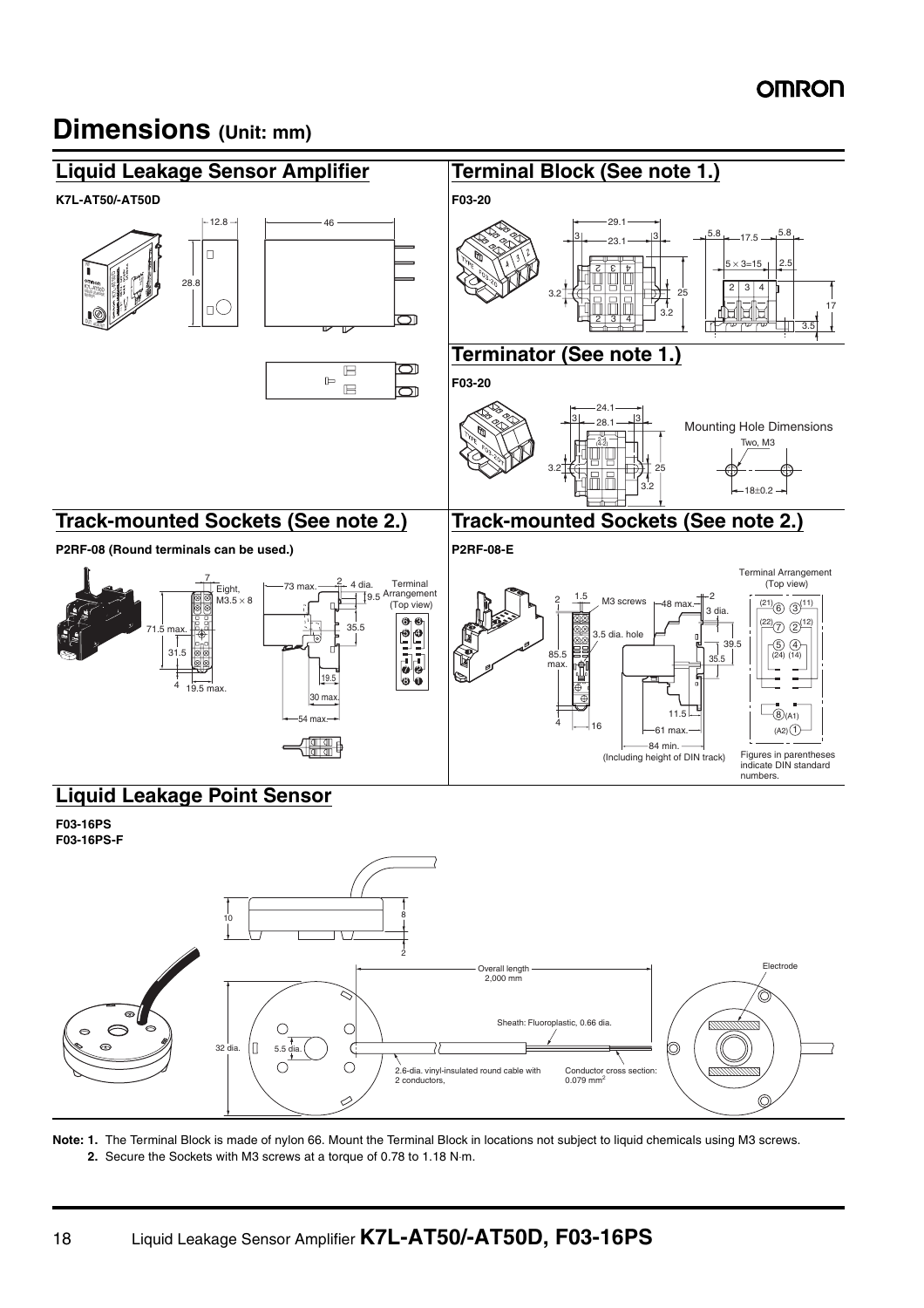# Dimensions (Unit: mm)

## Liquid Leakage Sensor Amplifier

**K7L-AT50/-AT50D**

## Terminal Block (See note 1.)

**F03-20**

## Terminator (See note 1.)

**F03-20**

Mounting Hole Dimensions

Two, M3

18±0.2

## Track-mounted Sockets (See note 2.)

**P2RF-08 (Round terminals can be used.)**

Eight, M3.5 × 8

Terminal Arrangement (Top view)

## Track-mounted Sockets (See note 2.)

**P2RF-08-E**

Terminal Arrangement (Top view)

84 min. (Including height of DIN track)

Figures in parentheses indicate DIN standard numbers.

## Liquid Leakage Point Sensor

**F03-16PS**
**F03-16PS-F**

Overall length 2,000 mm

Electrode

Sheath: Fluoroplastic, 0.66 dia.

2.6-dia. vinyl-insulated round cable with 2 conductors,

Conductor cross section: 0.079 mm²

**Note: 1.** The Terminal Block is made of nylon 66. Mount the Terminal Block in locations not subject to liquid chemicals using M3 screws.

**2.** Secure the Sockets with M3 screws at a torque of 0.78 to 1.18 N·m.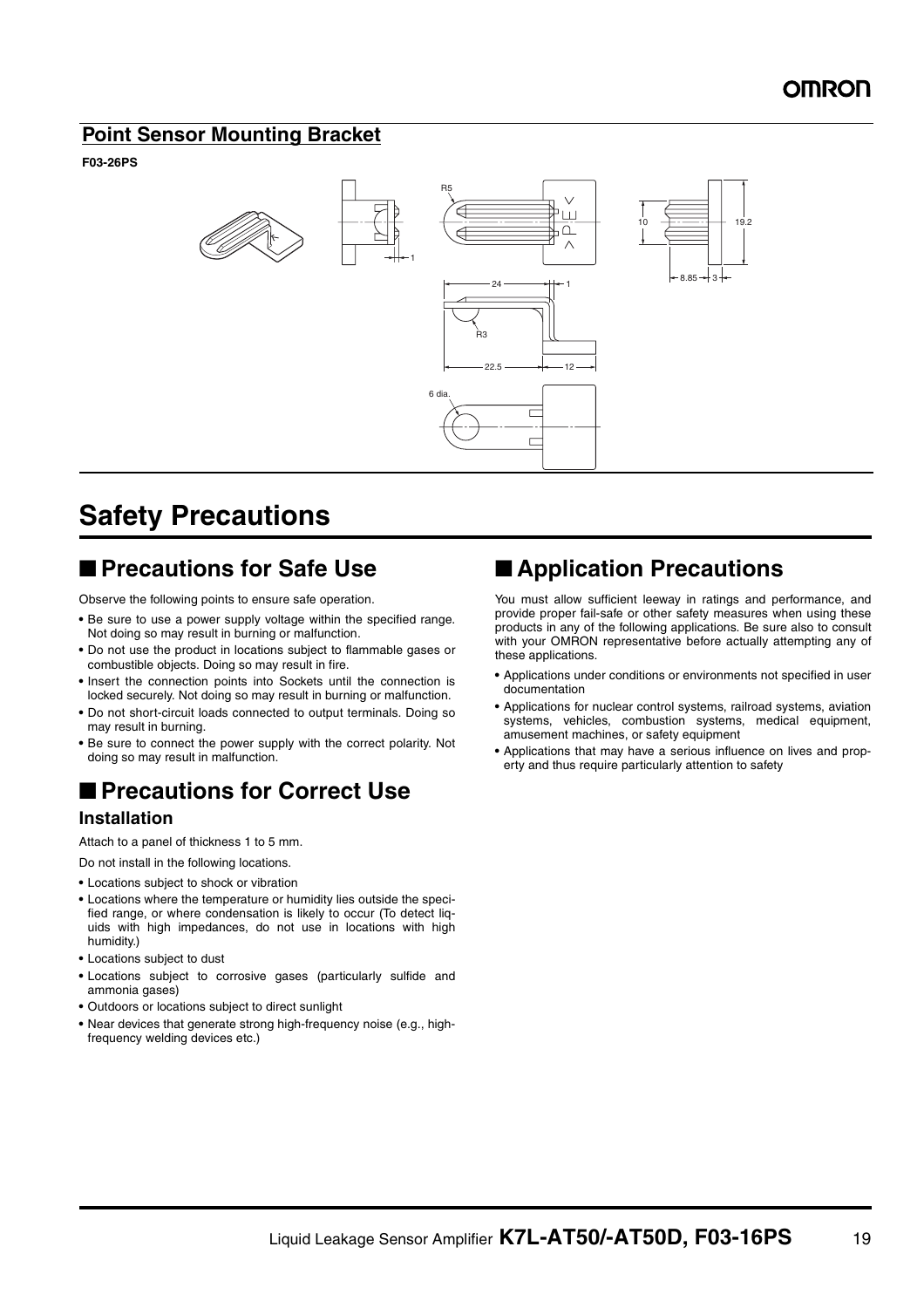## Point Sensor Mounting Bracket

**F03-26PS**

# Safety Precautions

## ■ Precautions for Safe Use

Observe the following points to ensure safe operation.

- Be sure to use a power supply voltage within the specified range. Not doing so may result in burning or malfunction.
- Do not use the product in locations subject to flammable gases or combustible objects. Doing so may result in fire.
- Insert the connection points into Sockets until the connection is locked securely. Not doing so may result in burning or malfunction.
- Do not short-circuit loads connected to output terminals. Doing so may result in burning.
- Be sure to connect the power supply with the correct polarity. Not doing so may result in malfunction.

## ■ Precautions for Correct Use

### Installation

Attach to a panel of thickness 1 to 5 mm.

Do not install in the following locations.

- Locations subject to shock or vibration
- Locations where the temperature or humidity lies outside the specified range, or where condensation is likely to occur (To detect liquids with high impedances, do not use in locations with high humidity.)
- Locations subject to dust
- Locations subject to corrosive gases (particularly sulfide and ammonia gases)
- Outdoors or locations subject to direct sunlight
- Near devices that generate strong high-frequency noise (e.g., high-frequency welding devices etc.)

## ■ Application Precautions

You must allow sufficient leeway in ratings and performance, and provide proper fail-safe or other safety measures when using these products in any of the following applications. Be sure also to consult with your OMRON representative before actually attempting any of these applications.

- Applications under conditions or environments not specified in user documentation
- Applications for nuclear control systems, railroad systems, aviation systems, vehicles, combustion systems, medical equipment, amusement machines, or safety equipment
- Applications that may have a serious influence on lives and property and thus require particularly attention to safety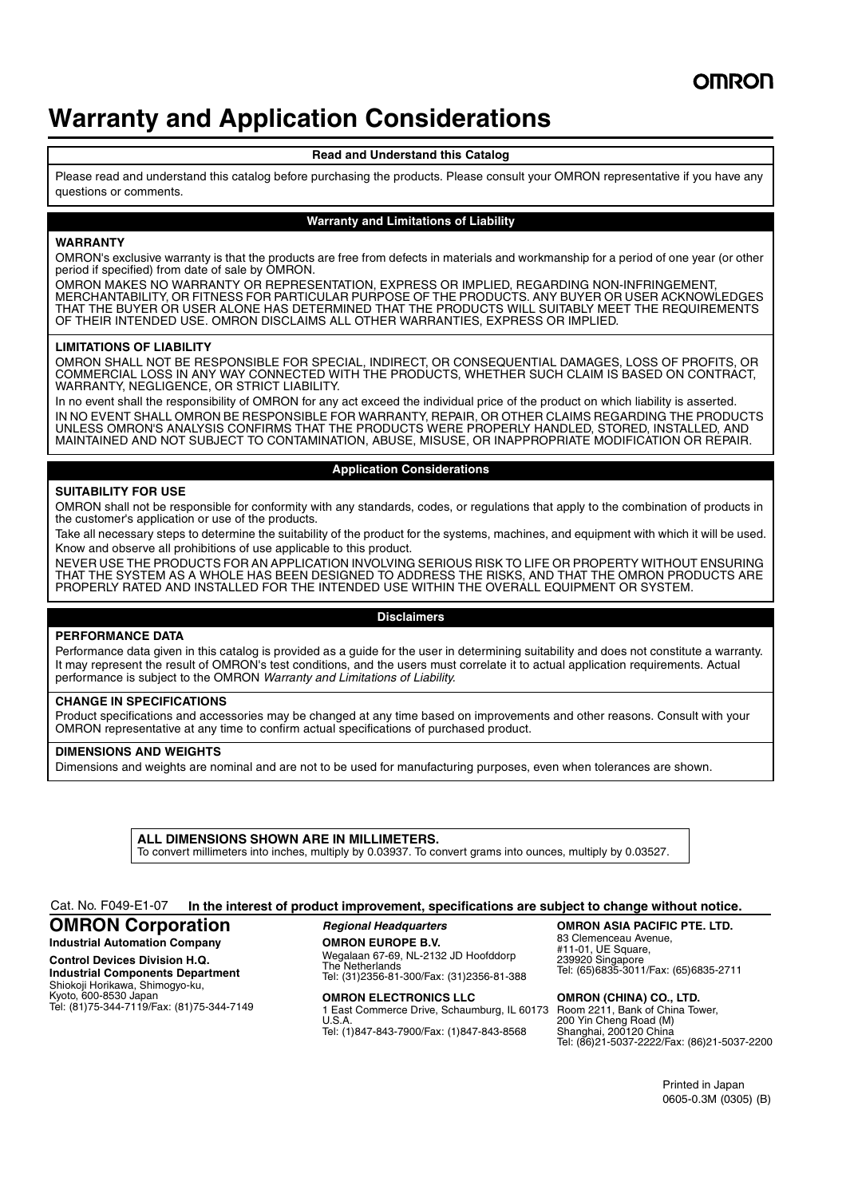# Warranty and Application Considerations

### Read and Understand this Catalog

Please read and understand this catalog before purchasing the products. Please consult your OMRON representative if you have any questions or comments.

### Warranty and Limitations of Liability

**WARRANTY**

OMRON's exclusive warranty is that the products are free from defects in materials and workmanship for a period of one year (or other period if specified) from date of sale by OMRON.

OMRON MAKES NO WARRANTY OR REPRESENTATION, EXPRESS OR IMPLIED, REGARDING NON-INFRINGEMENT, MERCHANTABILITY, OR FITNESS FOR PARTICULAR PURPOSE OF THE PRODUCTS. ANY BUYER OR USER ACKNOWLEDGES THAT THE BUYER OR USER ALONE HAS DETERMINED THAT THE PRODUCTS WILL SUITABLY MEET THE REQUIREMENTS OF THEIR INTENDED USE. OMRON DISCLAIMS ALL OTHER WARRANTIES, EXPRESS OR IMPLIED.

**LIMITATIONS OF LIABILITY**

OMRON SHALL NOT BE RESPONSIBLE FOR SPECIAL, INDIRECT, OR CONSEQUENTIAL DAMAGES, LOSS OF PROFITS, OR COMMERCIAL LOSS IN ANY WAY CONNECTED WITH THE PRODUCTS, WHETHER SUCH CLAIM IS BASED ON CONTRACT, WARRANTY, NEGLIGENCE, OR STRICT LIABILITY.

In no event shall the responsibility of OMRON for any act exceed the individual price of the product on which liability is asserted.

IN NO EVENT SHALL OMRON BE RESPONSIBLE FOR WARRANTY, REPAIR, OR OTHER CLAIMS REGARDING THE PRODUCTS UNLESS OMRON'S ANALYSIS CONFIRMS THAT THE PRODUCTS WERE PROPERLY HANDLED, STORED, INSTALLED, AND MAINTAINED AND NOT SUBJECT TO CONTAMINATION, ABUSE, MISUSE, OR INAPPROPRIATE MODIFICATION OR REPAIR.

### Application Considerations

**SUITABILITY FOR USE**

OMRON shall not be responsible for conformity with any standards, codes, or regulations that apply to the combination of products in the customer's application or use of the products.

Take all necessary steps to determine the suitability of the product for the systems, machines, and equipment with which it will be used.

Know and observe all prohibitions of use applicable to this product.

NEVER USE THE PRODUCTS FOR AN APPLICATION INVOLVING SERIOUS RISK TO LIFE OR PROPERTY WITHOUT ENSURING THAT THE SYSTEM AS A WHOLE HAS BEEN DESIGNED TO ADDRESS THE RISKS, AND THAT THE OMRON PRODUCTS ARE PROPERLY RATED AND INSTALLED FOR THE INTENDED USE WITHIN THE OVERALL EQUIPMENT OR SYSTEM.

### Disclaimers

**PERFORMANCE DATA**

Performance data given in this catalog is provided as a guide for the user in determining suitability and does not constitute a warranty. It may represent the result of OMRON's test conditions, and the users must correlate it to actual application requirements. Actual performance is subject to the OMRON *Warranty and Limitations of Liability*.

**CHANGE IN SPECIFICATIONS**

Product specifications and accessories may be changed at any time based on improvements and other reasons. Consult with your OMRON representative at any time to confirm actual specifications of purchased product.

**DIMENSIONS AND WEIGHTS**

Dimensions and weights are nominal and are not to be used for manufacturing purposes, even when tolerances are shown.

**ALL DIMENSIONS SHOWN ARE IN MILLIMETERS.**
To convert millimeters into inches, multiply by 0.03937. To convert grams into ounces, multiply by 0.03527.

Cat. No. F049-E1-07 **In the interest of product improvement, specifications are subject to change without notice.**

## OMRON Corporation

**Industrial Automation Company**

**Control Devices Division H.Q.**
**Industrial Components Department**
Shiokoji Horikawa, Shimogyo-ku,
Kyoto, 600-8530 Japan
Tel: (81)75-344-7119/Fax: (81)75-344-7149

***Regional Headquarters***

**OMRON EUROPE B.V.**
Wegalaan 67-69, NL-2132 JD Hoofddorp
The Netherlands
Tel: (31)2356-81-300/Fax: (31)2356-81-388

**OMRON ELECTRONICS LLC**
1 East Commerce Drive, Schaumburg, IL 60173
U.S.A.
Tel: (1)847-843-7900/Fax: (1)847-843-8568

**OMRON ASIA PACIFIC PTE. LTD.**
83 Clemenceau Avenue,
#11-01, UE Square,
239920 Singapore
Tel: (65)6835-3011/Fax: (65)6835-2711

**OMRON (CHINA) CO., LTD.**
Room 2211, Bank of China Tower,
200 Yin Cheng Road (M)
Shanghai, 200120 China
Tel: (86)21-5037-2222/Fax: (86)21-5037-2200

Printed in Japan
0605-0.3M (0305) (B)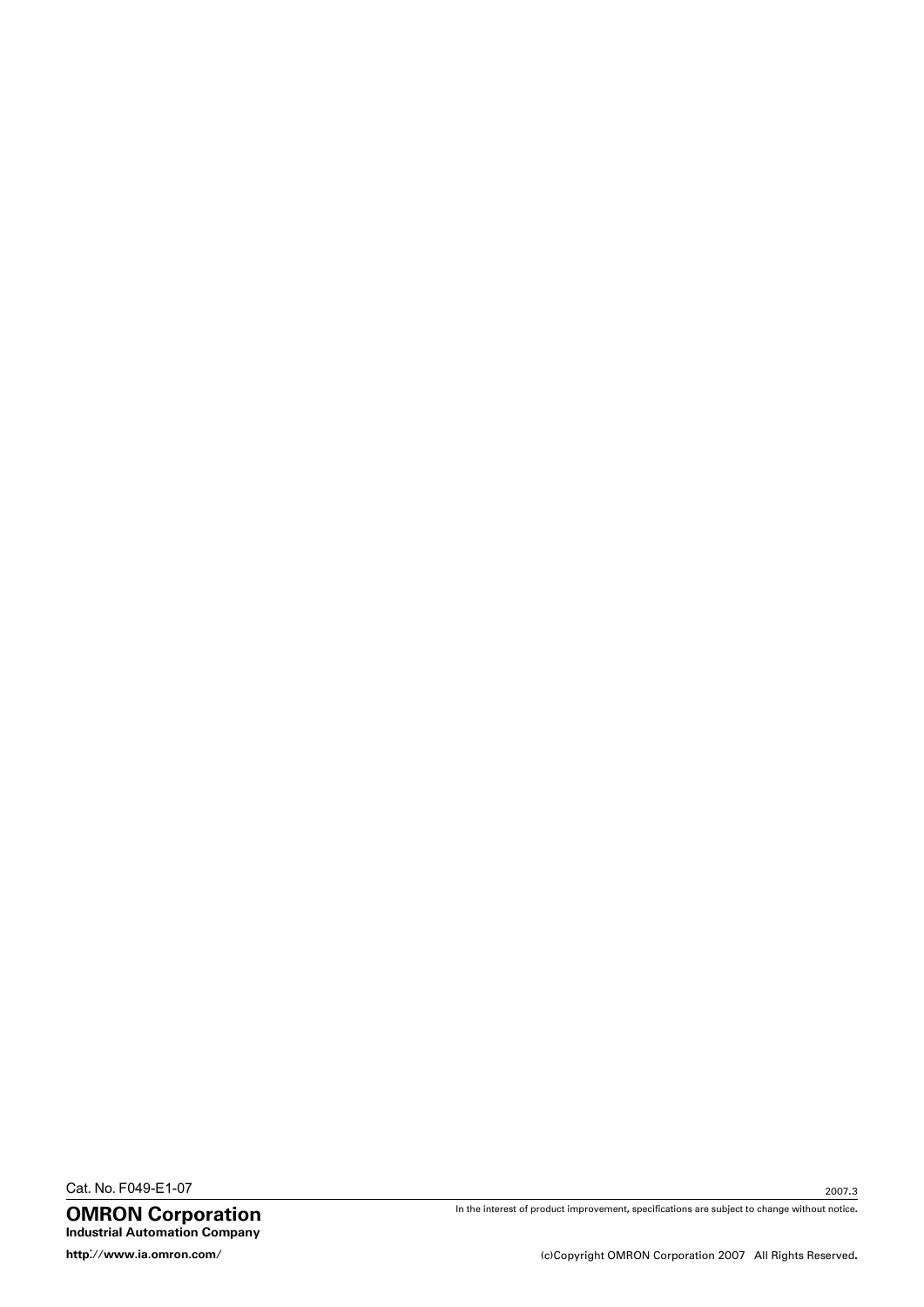Cat. No. F049-E1-07

2007.3

**OMRON Corporation**
**Industrial Automation Company**

In the interest of product improvement, specifications are subject to change without notice.

**http://www.ia.omron.com/**

(c)Copyright OMRON Corporation 2007 All Rights Reserved.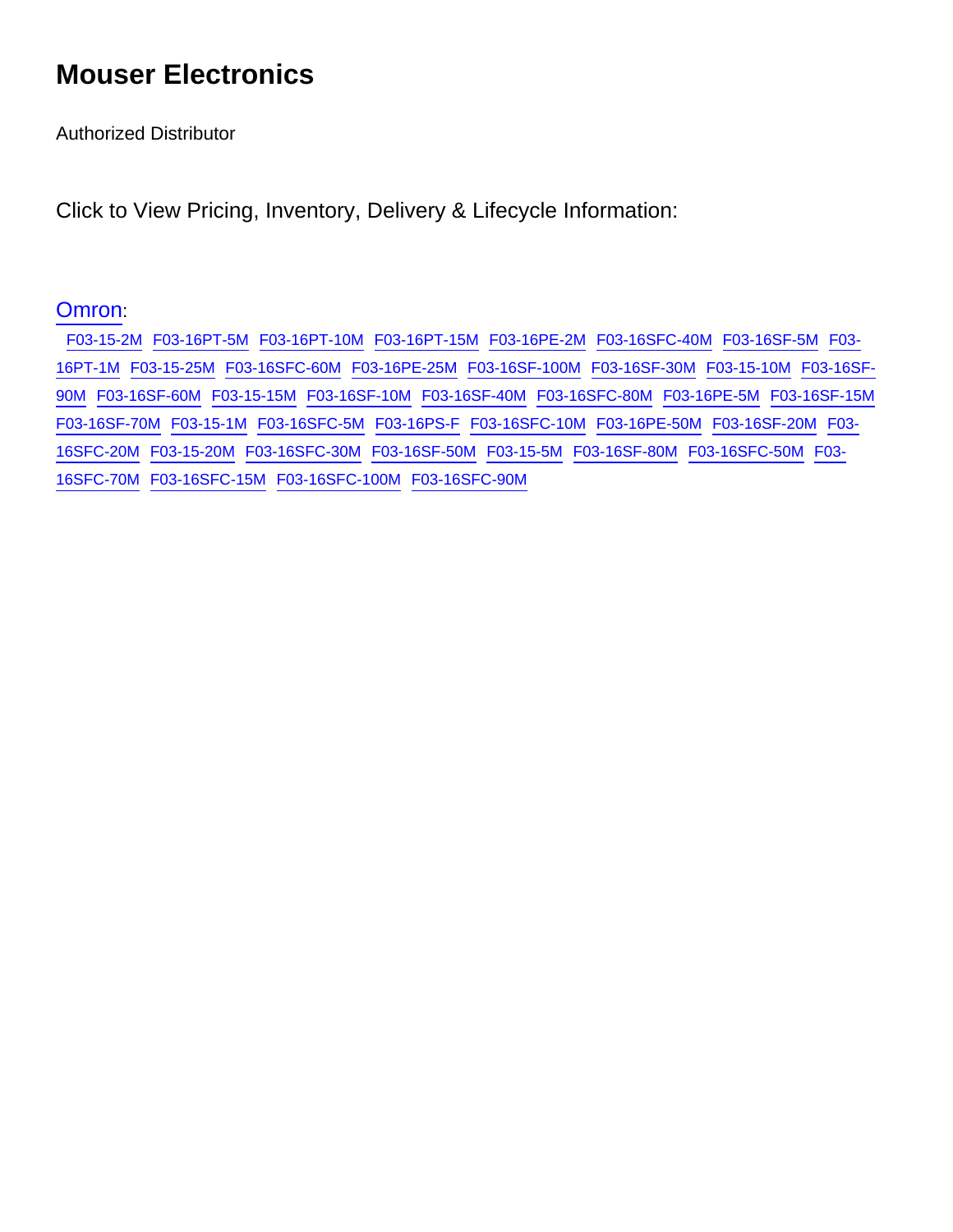# Mouser Electronics

Authorized Distributor

Click to View Pricing, Inventory, Delivery & Lifecycle Information:

Omron:

F03-15-2M F03-16PT-5M F03-16PT-10M F03-16PT-15M F03-16PE-2M F03-16SFC-40M F03-16SF-5M F03-16PT-1M F03-15-25M F03-16SFC-60M F03-16PE-25M F03-16SF-100M F03-16SF-30M F03-15-10M F03-16SF-90M F03-16SF-60M F03-15-15M F03-16SF-10M F03-16SF-40M F03-16SFC-80M F03-16PE-5M F03-16SF-15M F03-16SF-70M F03-15-1M F03-16SFC-5M F03-16PS-F F03-16SFC-10M F03-16PE-50M F03-16SF-20M F03-16SFC-20M F03-15-20M F03-16SFC-30M F03-16SF-50M F03-15-5M F03-16SF-80M F03-16SFC-50M F03-16SFC-70M F03-16SFC-15M F03-16SFC-100M F03-16SFC-90M